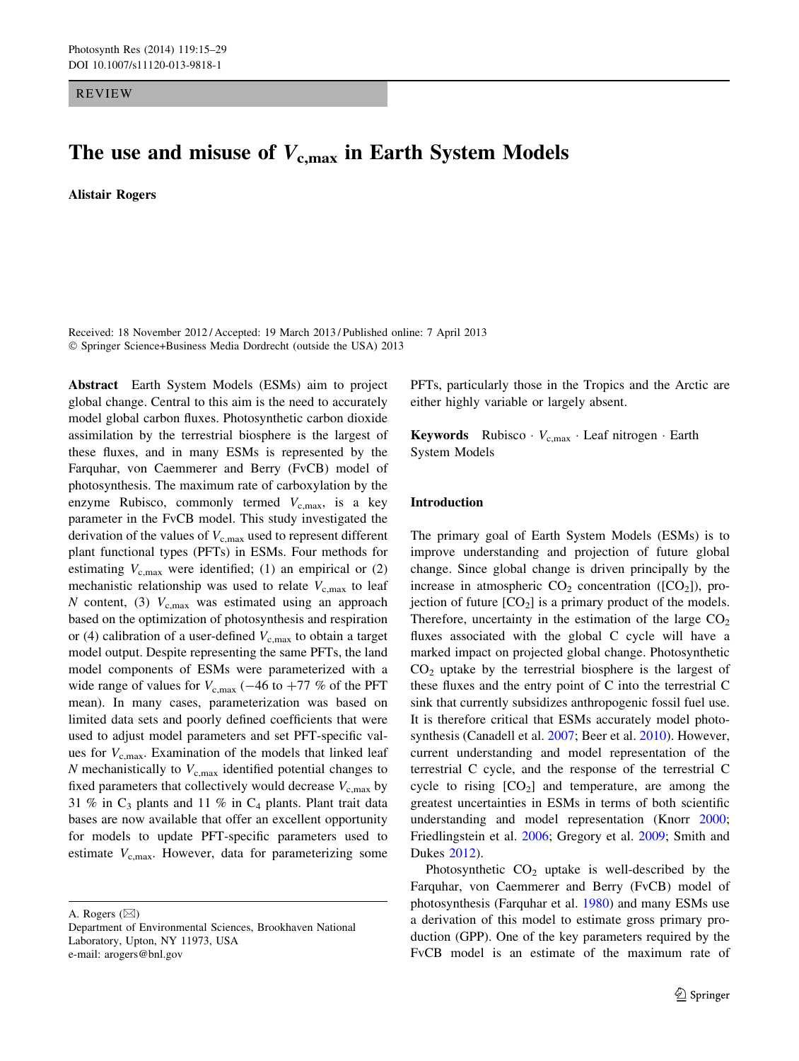REVIEW

# The use and misuse of $V_{c,max}$ in Earth System Models

**Alistair Rogers**

Received: 18 November 2012 / Accepted: 19 March 2013 / Published online: 7 April 2013
© Springer Science+Business Media Dordrecht (outside the USA) 2013

**Abstract** Earth System Models (ESMs) aim to project global change. Central to this aim is the need to accurately model global carbon fluxes. Photosynthetic carbon dioxide assimilation by the terrestrial biosphere is the largest of these fluxes, and in many ESMs is represented by the Farquhar, von Caemmerer and Berry (FvCB) model of photosynthesis. The maximum rate of carboxylation by the enzyme Rubisco, commonly termed $V_{c,max}$, is a key parameter in the FvCB model. This study investigated the derivation of the values of $V_{c,max}$ used to represent different plant functional types (PFTs) in ESMs. Four methods for estimating $V_{c,max}$ were identified; (1) an empirical or (2) mechanistic relationship was used to relate $V_{c,max}$ to leaf N content, (3) $V_{c,max}$ was estimated using an approach based on the optimization of photosynthesis and respiration or (4) calibration of a user-defined $V_{c,max}$ to obtain a target model output. Despite representing the same PFTs, the land model components of ESMs were parameterized with a wide range of values for $V_{c,max}$ (−46 to +77 % of the PFT mean). In many cases, parameterization was based on limited data sets and poorly defined coefficients that were used to adjust model parameters and set PFT-specific values for $V_{c,max}$. Examination of the models that linked leaf N mechanistically to $V_{c,max}$ identified potential changes to fixed parameters that collectively would decrease $V_{c,max}$ by 31 % in $C_3$ plants and 11 % in $C_4$ plants. Plant trait data bases are now available that offer an excellent opportunity for models to update PFT-specific parameters used to estimate $V_{c,max}$. However, data for parameterizing some PFTs, particularly those in the Tropics and the Arctic are either highly variable or largely absent.

**Keywords** Rubisco · $V_{c,max}$ · Leaf nitrogen · Earth System Models

A. Rogers (✉)
Department of Environmental Sciences, Brookhaven National Laboratory, Upton, NY 11973, USA
e-mail: arogers@bnl.gov

## Introduction

The primary goal of Earth System Models (ESMs) is to improve understanding and projection of future global change. Since global change is driven principally by the increase in atmospheric $CO_2$ concentration ([$CO_2$]), projection of future [$CO_2$] is a primary product of the models. Therefore, uncertainty in the estimation of the large $CO_2$ fluxes associated with the global C cycle will have a marked impact on projected global change. Photosynthetic $CO_2$ uptake by the terrestrial biosphere is the largest of these fluxes and the entry point of C into the terrestrial C sink that currently subsidizes anthropogenic fossil fuel use. It is therefore critical that ESMs accurately model photosynthesis (Canadell et al. 2007; Beer et al. 2010). However, current understanding and model representation of the terrestrial C cycle, and the response of the terrestrial C cycle to rising [$CO_2$] and temperature, are among the greatest uncertainties in ESMs in terms of both scientific understanding and model representation (Knorr 2000; Friedlingstein et al. 2006; Gregory et al. 2009; Smith and Dukes 2012).

Photosynthetic $CO_2$ uptake is well-described by the Farquhar, von Caemmerer and Berry (FvCB) model of photosynthesis (Farquhar et al. 1980) and many ESMs use a derivation of this model to estimate gross primary production (GPP). One of the key parameters required by the FvCB model is an estimate of the maximum rate of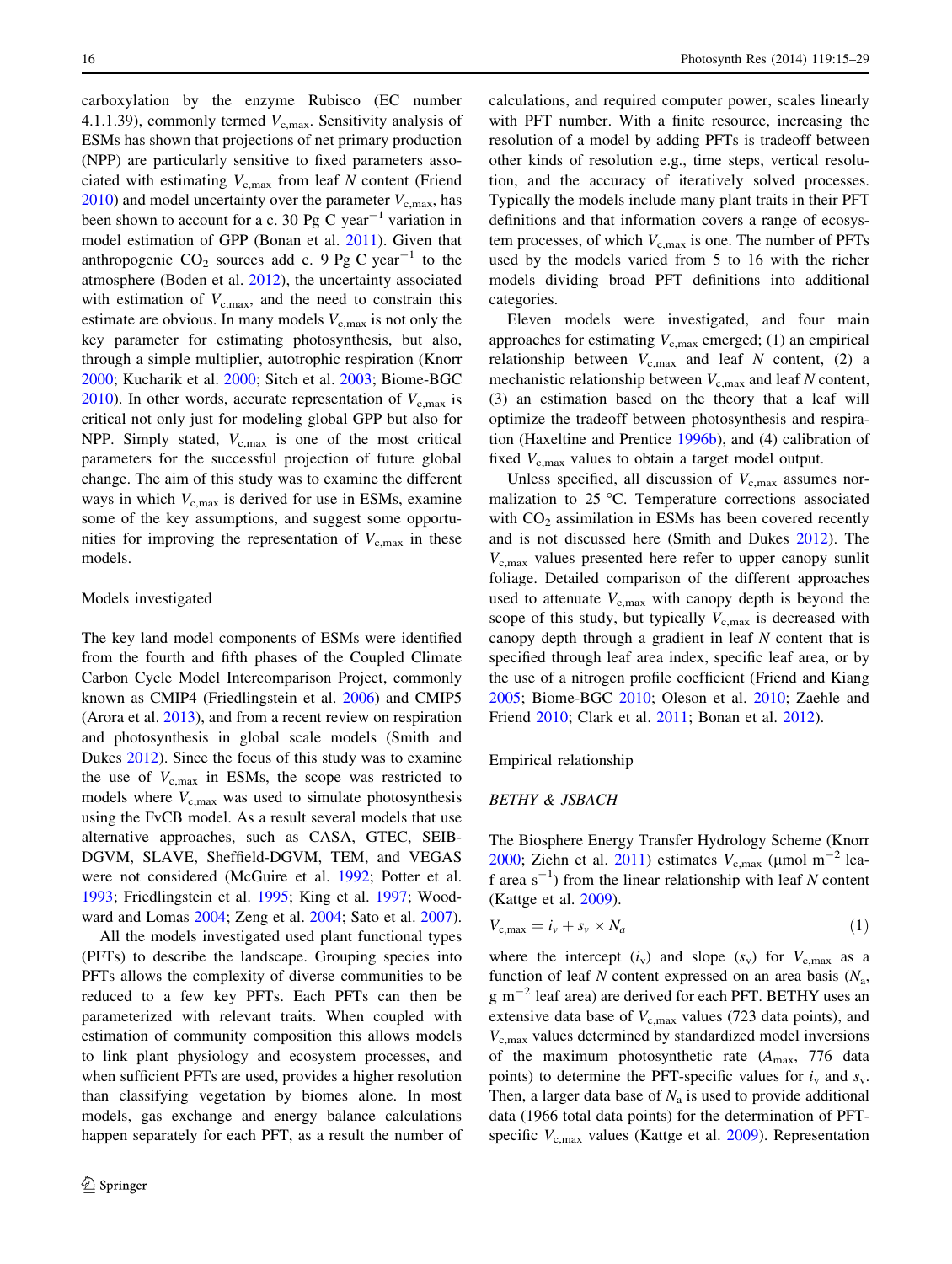carboxylation by the enzyme Rubisco (EC number 4.1.1.39), commonly termed $V_{c,max}$. Sensitivity analysis of ESMs has shown that projections of net primary production (NPP) are particularly sensitive to fixed parameters associated with estimating $V_{c,max}$ from leaf *N* content (Friend 2010) and model uncertainty over the parameter $V_{c,max}$, has been shown to account for a c. 30 Pg C year$^{-1}$ variation in model estimation of GPP (Bonan et al. 2011). Given that anthropogenic $CO_2$ sources add c. 9 Pg C year$^{-1}$ to the atmosphere (Boden et al. 2012), the uncertainty associated with estimation of $V_{c,max}$, and the need to constrain this estimate are obvious. In many models $V_{c,max}$ is not only the key parameter for estimating photosynthesis, but also, through a simple multiplier, autotrophic respiration (Knorr 2000; Kucharik et al. 2000; Sitch et al. 2003; Biome-BGC 2010). In other words, accurate representation of $V_{c,max}$ is critical not only just for modeling global GPP but also for NPP. Simply stated, $V_{c,max}$ is one of the most critical parameters for the successful projection of future global change. The aim of this study was to examine the different ways in which $V_{c,max}$ is derived for use in ESMs, examine some of the key assumptions, and suggest some opportunities for improving the representation of $V_{c,max}$ in these models.

## Models investigated

The key land model components of ESMs were identified from the fourth and fifth phases of the Coupled Climate Carbon Cycle Model Intercomparison Project, commonly known as CMIP4 (Friedlingstein et al. 2006) and CMIP5 (Arora et al. 2013), and from a recent review on respiration and photosynthesis in global scale models (Smith and Dukes 2012). Since the focus of this study was to examine the use of $V_{c,max}$ in ESMs, the scope was restricted to models where $V_{c,max}$ was used to simulate photosynthesis using the FvCB model. As a result several models that use alternative approaches, such as CASA, GTEC, SEIB-DGVM, SLAVE, Sheffield-DGVM, TEM, and VEGAS were not considered (McGuire et al. 1992; Potter et al. 1993; Friedlingstein et al. 1995; King et al. 1997; Woodward and Lomas 2004; Zeng et al. 2004; Sato et al. 2007).

All the models investigated used plant functional types (PFTs) to describe the landscape. Grouping species into PFTs allows the complexity of diverse communities to be reduced to a few key PFTs. Each PFTs can then be parameterized with relevant traits. When coupled with estimation of community composition this allows models to link plant physiology and ecosystem processes, and when sufficient PFTs are used, provides a higher resolution than classifying vegetation by biomes alone. In most models, gas exchange and energy balance calculations happen separately for each PFT, as a result the number of calculations, and required computer power, scales linearly with PFT number. With a finite resource, increasing the resolution of a model by adding PFTs is tradeoff between other kinds of resolution e.g., time steps, vertical resolution, and the accuracy of iteratively solved processes. Typically the models include many plant traits in their PFT definitions and that information covers a range of ecosystem processes, of which $V_{c,max}$ is one. The number of PFTs used by the models varied from 5 to 16 with the richer models dividing broad PFT definitions into additional categories.

Eleven models were investigated, and four main approaches for estimating $V_{c,max}$ emerged; (1) an empirical relationship between $V_{c,max}$ and leaf *N* content, (2) a mechanistic relationship between $V_{c,max}$ and leaf *N* content, (3) an estimation based on the theory that a leaf will optimize the tradeoff between photosynthesis and respiration (Haxeltine and Prentice 1996b), and (4) calibration of fixed $V_{c,max}$ values to obtain a target model output.

Unless specified, all discussion of $V_{c,max}$ assumes normalization to 25 °C. Temperature corrections associated with $CO_2$ assimilation in ESMs has been covered recently and is not discussed here (Smith and Dukes 2012). The $V_{c,max}$ values presented here refer to upper canopy sunlit foliage. Detailed comparison of the different approaches used to attenuate $V_{c,max}$ with canopy depth is beyond the scope of this study, but typically $V_{c,max}$ is decreased with canopy depth through a gradient in leaf *N* content that is specified through leaf area index, specific leaf area, or by the use of a nitrogen profile coefficient (Friend and Kiang 2005; Biome-BGC 2010; Oleson et al. 2010; Zaehle and Friend 2010; Clark et al. 2011; Bonan et al. 2012).

## Empirical relationship

### *BETHY & JSBACH*

The Biosphere Energy Transfer Hydrology Scheme (Knorr 2000; Ziehn et al. 2011) estimates $V_{c,max}$ (μmol m$^{-2}$ leaf area s$^{-1}$) from the linear relationship with leaf *N* content (Kattge et al. 2009).

$$V_{c,max} = i_v + s_v \times N_a \quad (1)$$

where the intercept ($i_v$) and slope ($s_v$) for $V_{c,max}$ as a function of leaf *N* content expressed on an area basis ($N_a$, g m$^{-2}$ leaf area) are derived for each PFT. BETHY uses an extensive data base of $V_{c,max}$ values (723 data points), and $V_{c,max}$ values determined by standardized model inversions of the maximum photosynthetic rate ($A_{max}$, 776 data points) to determine the PFT-specific values for $i_v$ and $s_v$. Then, a larger data base of $N_a$ is used to provide additional data (1966 total data points) for the determination of PFT-specific $V_{c,max}$ values (Kattge et al. 2009). Representation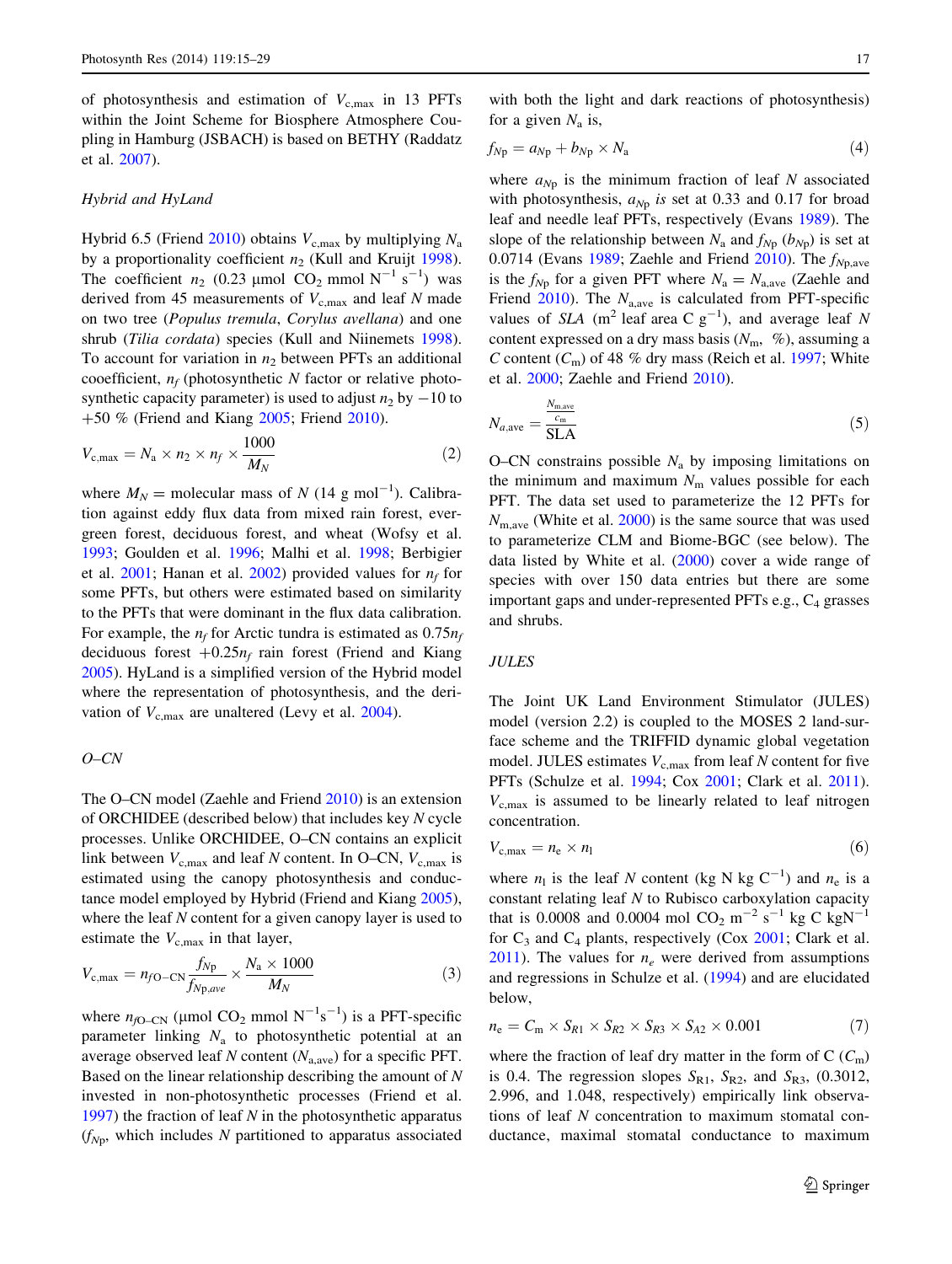of photosynthesis and estimation of $V_{c,max}$ in 13 PFTs within the Joint Scheme for Biosphere Atmosphere Coupling in Hamburg (JSBACH) is based on BETHY (Raddatz et al. 2007).

### *Hybrid and HyLand*

Hybrid 6.5 (Friend 2010) obtains $V_{c,max}$ by multiplying $N_a$ by a proportionality coefficient $n_2$ (Kull and Kruijt 1998). The coefficient $n_2$ (0.23 µmol $CO_2$ mmol $N^{-1}$ $s^{-1}$) was derived from 45 measurements of $V_{c,max}$ and leaf N made on two tree (*Populus tremula*, *Corylus avellana*) and one shrub (*Tilia cordata*) species (Kull and Niinemets 1998). To account for variation in $n_2$ between PFTs an additional cooefficient, $n_f$ (photosynthetic N factor or relative photosynthetic capacity parameter) is used to adjust $n_2$ by −10 to +50 % (Friend and Kiang 2005; Friend 2010).

$$V_{c,max} = N_a \times n_2 \times n_f \times \frac{1000}{M_N} \tag{2}$$

where $M_N$ = molecular mass of N (14 g $mol^{-1}$). Calibration against eddy flux data from mixed rain forest, evergreen forest, deciduous forest, and wheat (Wofsy et al. 1993; Goulden et al. 1996; Malhi et al. 1998; Berbigier et al. 2001; Hanan et al. 2002) provided values for $n_f$ for some PFTs, but others were estimated based on similarity to the PFTs that were dominant in the flux data calibration. For example, the $n_f$ for Arctic tundra is estimated as $0.75n_f$ deciduous forest $+0.25n_f$ rain forest (Friend and Kiang 2005). HyLand is a simplified version of the Hybrid model where the representation of photosynthesis, and the derivation of $V_{c,max}$ are unaltered (Levy et al. 2004).

### *O–CN*

The O–CN model (Zaehle and Friend 2010) is an extension of ORCHIDEE (described below) that includes key N cycle processes. Unlike ORCHIDEE, O–CN contains an explicit link between $V_{c,max}$ and leaf N content. In O–CN, $V_{c,max}$ is estimated using the canopy photosynthesis and conductance model employed by Hybrid (Friend and Kiang 2005), where the leaf N content for a given canopy layer is used to estimate the $V_{c,max}$ in that layer,

$$V_{c,max} = n_{f\text{O–CN}} \frac{f_{N\text{p}}}{f_{N\text{p},ave}} \times \frac{N_a \times 1000}{M_N} \tag{3}$$

where $n_{f\text{O–CN}}$ (µmol $CO_2$ mmol $N^{-1}s^{-1}$) is a PFT-specific parameter linking $N_a$ to photosynthetic potential at an average observed leaf N content ($N_{a,ave}$) for a specific PFT. Based on the linear relationship describing the amount of N invested in non-photosynthetic processes (Friend et al. 1997) the fraction of leaf N in the photosynthetic apparatus ($f_{N\text{p}}$, which includes N partitioned to apparatus associated with both the light and dark reactions of photosynthesis) for a given $N_a$ is,

$$f_{N\text{p}} = a_{N\text{p}} + b_{N\text{p}} \times N_a \tag{4}$$

where $a_{N\text{p}}$ is the minimum fraction of leaf N associated with photosynthesis, $a_{N\text{p}}$ *is* set at 0.33 and 0.17 for broad leaf and needle leaf PFTs, respectively (Evans 1989). The slope of the relationship between $N_a$ and $f_{N\text{p}}$ ($b_{N\text{p}}$) is set at 0.0714 (Evans 1989; Zaehle and Friend 2010). The $f_{N\text{p,ave}}$ is the $f_{N\text{p}}$ for a given PFT where $N_a = N_{a,ave}$ (Zaehle and Friend 2010). The $N_{a,ave}$ is calculated from PFT-specific values of *SLA* ($m^2$ leaf area C $g^{-1}$), and average leaf N content expressed on a dry mass basis ($N_m$, %), assuming a C content ($C_m$) of 48 % dry mass (Reich et al. 1997; White et al. 2000; Zaehle and Friend 2010).

$$N_{a,ave} = \frac{\frac{N_{m,ave}}{c_m}}{\text{SLA}} \tag{5}$$

O–CN constrains possible $N_a$ by imposing limitations on the minimum and maximum $N_m$ values possible for each PFT. The data set used to parameterize the 12 PFTs for $N_{m,ave}$ (White et al. 2000) is the same source that was used to parameterize CLM and Biome-BGC (see below). The data listed by White et al. (2000) cover a wide range of species with over 150 data entries but there are some important gaps and under-represented PFTs e.g., $C_4$ grasses and shrubs.

### *JULES*

The Joint UK Land Environment Stimulator (JULES) model (version 2.2) is coupled to the MOSES 2 land-surface scheme and the TRIFFID dynamic global vegetation model. JULES estimates $V_{c,max}$ from leaf N content for five PFTs (Schulze et al. 1994; Cox 2001; Clark et al. 2011). $V_{c,max}$ is assumed to be linearly related to leaf nitrogen concentration.

$$V_{c,max} = n_e \times n_l \tag{6}$$

where $n_l$ is the leaf N content (kg N kg $C^{-1}$) and $n_e$ is a constant relating leaf N to Rubisco carboxylation capacity that is 0.0008 and 0.0004 mol $CO_2$ $m^{-2}$ $s^{-1}$ kg C $kgN^{-1}$ for $C_3$ and $C_4$ plants, respectively (Cox 2001; Clark et al. 2011). The values for $n_e$ were derived from assumptions and regressions in Schulze et al. (1994) and are elucidated below,

$$n_e = C_m \times S_{R1} \times S_{R2} \times S_{R3} \times S_{A2} \times 0.001 \tag{7}$$

where the fraction of leaf dry matter in the form of C ($C_m$) is 0.4. The regression slopes $S_{R1}$, $S_{R2}$, and $S_{R3}$, (0.3012, 2.996, and 1.048, respectively) empirically link observations of leaf N concentration to maximum stomatal conductance, maximal stomatal conductance to maximum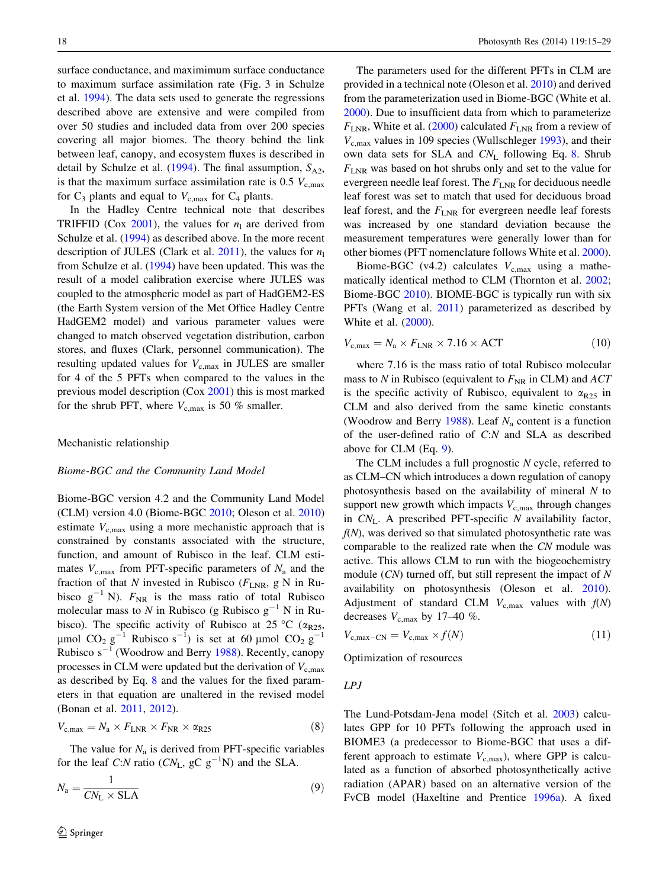surface conductance, and maximimum surface conductance to maximum surface assimilation rate (Fig. 3 in Schulze et al. 1994). The data sets used to generate the regressions described above are extensive and were compiled from over 50 studies and included data from over 200 species covering all major biomes. The theory behind the link between leaf, canopy, and ecosystem fluxes is described in detail by Schulze et al. (1994). The final assumption, $S_{A2}$, is that the maximum surface assimilation rate is 0.5 $V_{c,max}$ for $C_3$ plants and equal to $V_{c,max}$ for $C_4$ plants.

In the Hadley Centre technical note that describes TRIFFID (Cox 2001), the values for $n_l$ are derived from Schulze et al. (1994) as described above. In the more recent description of JULES (Clark et al. 2011), the values for $n_l$ from Schulze et al. (1994) have been updated. This was the result of a model calibration exercise where JULES was coupled to the atmospheric model as part of HadGEM2-ES (the Earth System version of the Met Office Hadley Centre HadGEM2 model) and various parameter values were changed to match observed vegetation distribution, carbon stores, and fluxes (Clark, personnel communication). The resulting updated values for $V_{c,max}$ in JULES are smaller for 4 of the 5 PFTs when compared to the values in the previous model description (Cox 2001) this is most marked for the shrub PFT, where $V_{c,max}$ is 50 % smaller.

## Mechanistic relationship

### *Biome-BGC and the Community Land Model*

Biome-BGC version 4.2 and the Community Land Model (CLM) version 4.0 (Biome-BGC 2010; Oleson et al. 2010) estimate $V_{c,max}$ using a more mechanistic approach that is constrained by constants associated with the structure, function, and amount of Rubisco in the leaf. CLM estimates $V_{c,max}$ from PFT-specific parameters of $N_a$ and the fraction of that $N$ invested in Rubisco ($F_{LNR}$, g N in Rubisco g$^{-1}$ N). $F_{NR}$ is the mass ratio of total Rubisco molecular mass to $N$ in Rubisco (g Rubisco g$^{-1}$ N in Rubisco). The specific activity of Rubisco at 25 °C ($\alpha_{R25}$, μmol $CO_2$ g$^{-1}$ Rubisco s$^{-1}$) is set at 60 μmol $CO_2$ g$^{-1}$ Rubisco s$^{-1}$ (Woodrow and Berry 1988). Recently, canopy processes in CLM were updated but the derivation of $V_{c,max}$ as described by Eq. 8 and the values for the fixed parameters in that equation are unaltered in the revised model (Bonan et al. 2011, 2012).

$$V_{c,max} = N_a \times F_{LNR} \times F_{NR} \times \alpha_{R25} \quad (8)$$

The value for $N_a$ is derived from PFT-specific variables for the leaf $C$:$N$ ratio ($CN_L$, gC g$^{-1}$N) and the SLA.

$$N_a = \frac{1}{CN_L \times \text{SLA}} \quad (9)$$

The parameters used for the different PFTs in CLM are provided in a technical note (Oleson et al. 2010) and derived from the parameterization used in Biome-BGC (White et al. 2000). Due to insufficient data from which to parameterize $F_{LNR}$, White et al. (2000) calculated $F_{LNR}$ from a review of $V_{c,max}$ values in 109 species (Wullschleger 1993), and their own data sets for SLA and $CN_L$ following Eq. 8. Shrub $F_{LNR}$ was based on hot shrubs only and set to the value for evergreen needle leaf forest. The $F_{LNR}$ for deciduous needle leaf forest was set to match that used for deciduous broad leaf forest, and the $F_{LNR}$ for evergreen needle leaf forests was increased by one standard deviation because the measurement temperatures were generally lower than for other biomes (PFT nomenclature follows White et al. 2000).

Biome-BGC (v4.2) calculates $V_{c,max}$ using a mathematically identical method to CLM (Thornton et al. 2002; Biome-BGC 2010). BIOME-BGC is typically run with six PFTs (Wang et al. 2011) parameterized as described by White et al. (2000).

$$V_{c,max} = N_a \times F_{LNR} \times 7.16 \times \text{ACT} \quad (10)$$

where 7.16 is the mass ratio of total Rubisco molecular mass to $N$ in Rubisco (equivalent to $F_{NR}$ in CLM) and *ACT* is the specific activity of Rubisco, equivalent to $\alpha_{R25}$ in CLM and also derived from the same kinetic constants (Woodrow and Berry 1988). Leaf $N_a$ content is a function of the user-defined ratio of $C$:$N$ and SLA as described above for CLM (Eq. 9).

The CLM includes a full prognostic $N$ cycle, referred to as CLM–CN which introduces a down regulation of canopy photosynthesis based on the availability of mineral $N$ to support new growth which impacts $V_{c,max}$ through changes in $CN_L$. A prescribed PFT-specific $N$ availability factor, $f(N)$, was derived so that simulated photosynthetic rate was comparable to the realized rate when the *CN* module was active. This allows CLM to run with the biogeochemistry module (*CN*) turned off, but still represent the impact of $N$ availability on photosynthesis (Oleson et al. 2010). Adjustment of standard CLM $V_{c,max}$ values with $f(N)$ decreases $V_{c,max}$ by 17–40 %.

$$V_{c,max-CN} = V_{c,max} \times f(N) \quad (11)$$

## Optimization of resources

### *LPJ*

The Lund-Potsdam-Jena model (Sitch et al. 2003) calculates GPP for 10 PFTs following the approach used in BIOME3 (a predecessor to Biome-BGC that uses a different approach to estimate $V_{c,max}$), where GPP is calculated as a function of absorbed photosynthetically active radiation (APAR) based on an alternative version of the FvCB model (Haxeltine and Prentice 1996a). A fixed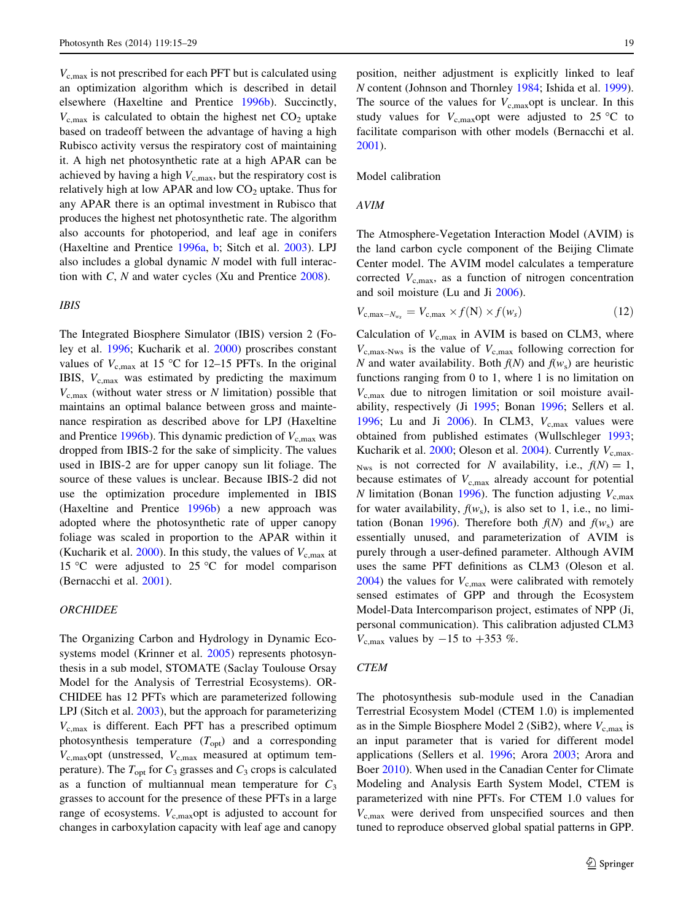$V_{c,max}$ is not prescribed for each PFT but is calculated using an optimization algorithm which is described in detail elsewhere (Haxeltine and Prentice 1996b). Succinctly, $V_{c,max}$ is calculated to obtain the highest net $CO_2$ uptake based on tradeoff between the advantage of having a high Rubisco activity versus the respiratory cost of maintaining it. A high net photosynthetic rate at a high APAR can be achieved by having a high $V_{c,max}$, but the respiratory cost is relatively high at low APAR and low $CO_2$ uptake. Thus for any APAR there is an optimal investment in Rubisco that produces the highest net photosynthetic rate. The algorithm also accounts for photoperiod, and leaf age in conifers (Haxeltine and Prentice 1996a, b; Sitch et al. 2003). LPJ also includes a global dynamic *N* model with full interaction with *C*, *N* and water cycles (Xu and Prentice 2008).

### IBIS

The Integrated Biosphere Simulator (IBIS) version 2 (Foley et al. 1996; Kucharik et al. 2000) prescribes constant values of $V_{c,max}$ at 15 °C for 12–15 PFTs. In the original IBIS, $V_{c,max}$ was estimated by predicting the maximum $V_{c,max}$ (without water stress or *N* limitation) possible that maintains an optimal balance between gross and maintenance respiration as described above for LPJ (Haxeltine and Prentice 1996b). This dynamic prediction of $V_{c,max}$ was dropped from IBIS-2 for the sake of simplicity. The values used in IBIS-2 are for upper canopy sun lit foliage. The source of these values is unclear. Because IBIS-2 did not use the optimization procedure implemented in IBIS (Haxeltine and Prentice 1996b) a new approach was adopted where the photosynthetic rate of upper canopy foliage was scaled in proportion to the APAR within it (Kucharik et al. 2000). In this study, the values of $V_{c,max}$ at 15 °C were adjusted to 25 °C for model comparison (Bernacchi et al. 2001).

### ORCHIDEE

The Organizing Carbon and Hydrology in Dynamic Ecosystems model (Krinner et al. 2005) represents photosynthesis in a sub model, STOMATE (Saclay Toulouse Orsay Model for the Analysis of Terrestrial Ecosystems). ORCHIDEE has 12 PFTs which are parameterized following LPJ (Sitch et al. 2003), but the approach for parameterizing $V_{c,max}$ is different. Each PFT has a prescribed optimum photosynthesis temperature ($T_{opt}$) and a corresponding $V_{c,max}$opt (unstressed, $V_{c,max}$ measured at optimum temperature). The $T_{opt}$ for $C_3$ grasses and $C_3$ crops is calculated as a function of multiannual mean temperature for $C_3$ grasses to account for the presence of these PFTs in a large range of ecosystems. $V_{c,max}$opt is adjusted to account for changes in carboxylation capacity with leaf age and canopy position, neither adjustment is explicitly linked to leaf *N* content (Johnson and Thornley 1984; Ishida et al. 1999). The source of the values for $V_{c,max}$opt is unclear. In this study values for $V_{c,max}$opt were adjusted to 25 °C to facilitate comparison with other models (Bernacchi et al. 2001).

## Model calibration

### AVIM

The Atmosphere-Vegetation Interaction Model (AVIM) is the land carbon cycle component of the Beijing Climate Center model. The AVIM model calculates a temperature corrected $V_{c,max}$, as a function of nitrogen concentration and soil moisture (Lu and Ji 2006).

$$V_{c,max-N_{w_s}} = V_{c,max} \times f(\mathrm{N}) \times f(w_s) \tag{12}$$

Calculation of $V_{c,max}$ in AVIM is based on CLM3, where $V_{c,max\text{-}Nws}$ is the value of $V_{c,max}$ following correction for *N* and water availability. Both $f(N)$ and $f(w_s)$ are heuristic functions ranging from 0 to 1, where 1 is no limitation on $V_{c,max}$ due to nitrogen limitation or soil moisture availability, respectively (Ji 1995; Bonan 1996; Sellers et al. 1996; Lu and Ji 2006). In CLM3, $V_{c,max}$ values were obtained from published estimates (Wullschleger 1993; Kucharik et al. 2000; Oleson et al. 2004). Currently $V_{c,max\text{-}Nws}$ is not corrected for *N* availability, i.e., $f(N) = 1$, because estimates of $V_{c,max}$ already account for potential *N* limitation (Bonan 1996). The function adjusting $V_{c,max}$ for water availability, $f(w_s)$, is also set to 1, i.e., no limitation (Bonan 1996). Therefore both $f(N)$ and $f(w_s)$ are essentially unused, and parameterization of AVIM is purely through a user-defined parameter. Although AVIM uses the same PFT definitions as CLM3 (Oleson et al. 2004) the values for $V_{c,max}$ were calibrated with remotely sensed estimates of GPP and through the Ecosystem Model-Data Intercomparison project, estimates of NPP (Ji, personal communication). This calibration adjusted CLM3 $V_{c,max}$ values by −15 to +353 %.

### CTEM

The photosynthesis sub-module used in the Canadian Terrestrial Ecosystem Model (CTEM 1.0) is implemented as in the Simple Biosphere Model 2 (SiB2), where $V_{c,max}$ is an input parameter that is varied for different model applications (Sellers et al. 1996; Arora 2003; Arora and Boer 2010). When used in the Canadian Center for Climate Modeling and Analysis Earth System Model, CTEM is parameterized with nine PFTs. For CTEM 1.0 values for $V_{c,max}$ were derived from unspecified sources and then tuned to reproduce observed global spatial patterns in GPP.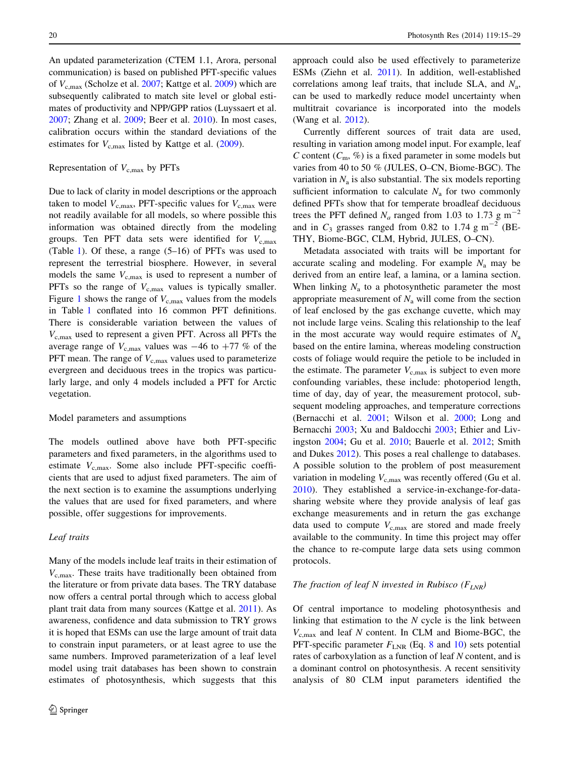An updated parameterization (CTEM 1.1, Arora, personal communication) is based on published PFT-specific values of $V_{c,max}$ (Scholze et al. 2007; Kattge et al. 2009) which are subsequently calibrated to match site level or global estimates of productivity and NPP/GPP ratios (Luyssaert et al. 2007; Zhang et al. 2009; Beer et al. 2010). In most cases, calibration occurs within the standard deviations of the estimates for $V_{c,max}$ listed by Kattge et al. (2009).

Representation of $V_{c,max}$ by PFTs

Due to lack of clarity in model descriptions or the approach taken to model $V_{c,max}$, PFT-specific values for $V_{c,max}$ were not readily available for all models, so where possible this information was obtained directly from the modeling groups. Ten PFT data sets were identified for $V_{c,max}$ (Table 1). Of these, a range (5–16) of PFTs was used to represent the terrestrial biosphere. However, in several models the same $V_{c,max}$ is used to represent a number of PFTs so the range of $V_{c,max}$ values is typically smaller. Figure 1 shows the range of $V_{c,max}$ values from the models in Table 1 conflated into 16 common PFT definitions. There is considerable variation between the values of $V_{c,max}$ used to represent a given PFT. Across all PFTs the average range of $V_{c,max}$ values was −46 to +77 % of the PFT mean. The range of $V_{c,max}$ values used to parameterize evergreen and deciduous trees in the tropics was particularly large, and only 4 models included a PFT for Arctic vegetation.

Model parameters and assumptions

The models outlined above have both PFT-specific parameters and fixed parameters, in the algorithms used to estimate $V_{c,max}$. Some also include PFT-specific coefficients that are used to adjust fixed parameters. The aim of the next section is to examine the assumptions underlying the values that are used for fixed parameters, and where possible, offer suggestions for improvements.

*Leaf traits*

Many of the models include leaf traits in their estimation of $V_{c,max}$. These traits have traditionally been obtained from the literature or from private data bases. The TRY database now offers a central portal through which to access global plant trait data from many sources (Kattge et al. 2011). As awareness, confidence and data submission to TRY grows it is hoped that ESMs can use the large amount of trait data to constrain input parameters, or at least agree to use the same numbers. Improved parameterization of a leaf level model using trait databases has been shown to constrain estimates of photosynthesis, which suggests that this approach could also be used effectively to parameterize ESMs (Ziehn et al. 2011). In addition, well-established correlations among leaf traits, that include SLA, and $N_a$, can be used to markedly reduce model uncertainty when multitrait covariance is incorporated into the models (Wang et al. 2012).

Currently different sources of trait data are used, resulting in variation among model input. For example, leaf $C$ content ($C_m$, %) is a fixed parameter in some models but varies from 40 to 50 % (JULES, O–CN, Biome-BGC). The variation in $N_a$ is also substantial. The six models reporting sufficient information to calculate $N_a$ for two commonly defined PFTs show that for temperate broadleaf deciduous trees the PFT defined $N_a$ ranged from 1.03 to 1.73 g m$^{-2}$ and in $C_3$ grasses ranged from 0.82 to 1.74 g m$^{-2}$ (BETHY, Biome-BGC, CLM, Hybrid, JULES, O–CN).

Metadata associated with traits will be important for accurate scaling and modeling. For example $N_a$ may be derived from an entire leaf, a lamina, or a lamina section. When linking $N_a$ to a photosynthetic parameter the most appropriate measurement of $N_a$ will come from the section of leaf enclosed by the gas exchange cuvette, which may not include large veins. Scaling this relationship to the leaf in the most accurate way would require estimates of $N_a$ based on the entire lamina, whereas modeling construction costs of foliage would require the petiole to be included in the estimate. The parameter $V_{c,max}$ is subject to even more confounding variables, these include: photoperiod length, time of day, day of year, the measurement protocol, subsequent modeling approaches, and temperature corrections (Bernacchi et al. 2001; Wilson et al. 2000; Long and Bernacchi 2003; Xu and Baldocchi 2003; Ethier and Livingston 2004; Gu et al. 2010; Bauerle et al. 2012; Smith and Dukes 2012). This poses a real challenge to databases. A possible solution to the problem of post measurement variation in modeling $V_{c,max}$ was recently offered (Gu et al. 2010). They established a service-in-exchange-for-data-sharing website where they provide analysis of leaf gas exchange measurements and in return the gas exchange data used to compute $V_{c,max}$ are stored and made freely available to the community. In time this project may offer the chance to re-compute large data sets using common protocols.

*The fraction of leaf N invested in Rubisco ($F_{LNR}$)*

Of central importance to modeling photosynthesis and linking that estimation to the $N$ cycle is the link between $V_{c,max}$ and leaf $N$ content. In CLM and Biome-BGC, the PFT-specific parameter $F_{LNR}$ (Eq. 8 and 10) sets potential rates of carboxylation as a function of leaf $N$ content, and is a dominant control on photosynthesis. A recent sensitivity analysis of 80 CLM input parameters identified the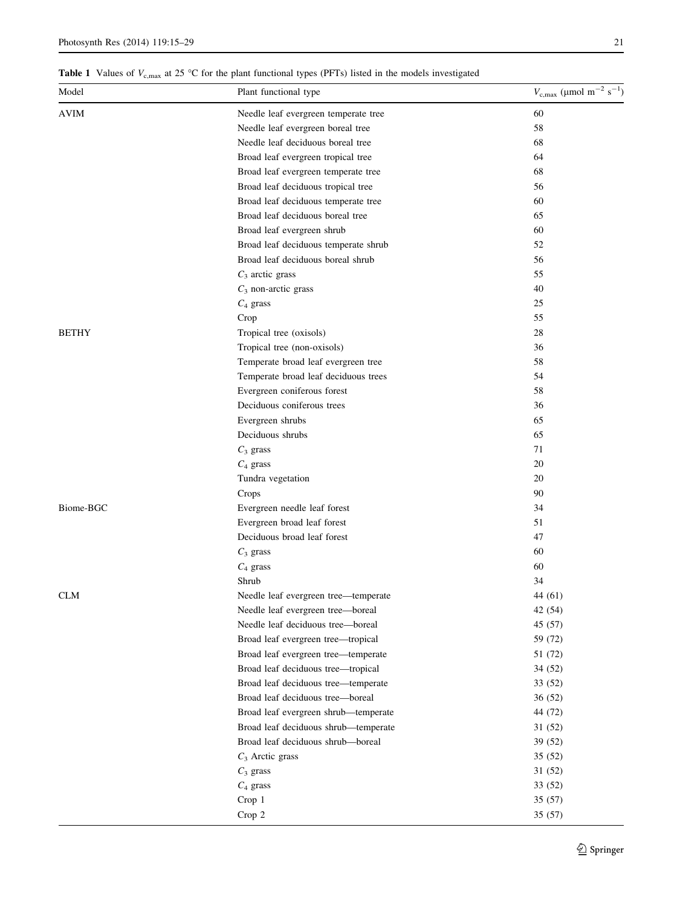**Table 1** Values of $V_{c,max}$ at 25 °C for the plant functional types (PFTs) listed in the models investigated

| Model | Plant functional type | $V_{c,max}$ (μmol $m^{-2}$ $s^{-1}$) |
|---|---|---|
| AVIM | Needle leaf evergreen temperate tree | 60 |
| | Needle leaf evergreen boreal tree | 58 |
| | Needle leaf deciduous boreal tree | 68 |
| | Broad leaf evergreen tropical tree | 64 |
| | Broad leaf evergreen temperate tree | 68 |
| | Broad leaf deciduous tropical tree | 56 |
| | Broad leaf deciduous temperate tree | 60 |
| | Broad leaf deciduous boreal tree | 65 |
| | Broad leaf evergreen shrub | 60 |
| | Broad leaf deciduous temperate shrub | 52 |
| | Broad leaf deciduous boreal shrub | 56 |
| | $C_3$ arctic grass | 55 |
| | $C_3$ non-arctic grass | 40 |
| | $C_4$ grass | 25 |
| | Crop | 55 |
| BETHY | Tropical tree (oxisols) | 28 |
| | Tropical tree (non-oxisols) | 36 |
| | Temperate broad leaf evergreen tree | 58 |
| | Temperate broad leaf deciduous trees | 54 |
| | Evergreen coniferous forest | 58 |
| | Deciduous coniferous trees | 36 |
| | Evergreen shrubs | 65 |
| | Deciduous shrubs | 65 |
| | $C_3$ grass | 71 |
| | $C_4$ grass | 20 |
| | Tundra vegetation | 20 |
| | Crops | 90 |
| Biome-BGC | Evergreen needle leaf forest | 34 |
| | Evergreen broad leaf forest | 51 |
| | Deciduous broad leaf forest | 47 |
| | $C_3$ grass | 60 |
| | $C_4$ grass | 60 |
| | Shrub | 34 |
| CLM | Needle leaf evergreen tree—temperate | 44 (61) |
| | Needle leaf evergreen tree—boreal | 42 (54) |
| | Needle leaf deciduous tree—boreal | 45 (57) |
| | Broad leaf evergreen tree—tropical | 59 (72) |
| | Broad leaf evergreen tree—temperate | 51 (72) |
| | Broad leaf deciduous tree—tropical | 34 (52) |
| | Broad leaf deciduous tree—temperate | 33 (52) |
| | Broad leaf deciduous tree—boreal | 36 (52) |
| | Broad leaf evergreen shrub—temperate | 44 (72) |
| | Broad leaf deciduous shrub—temperate | 31 (52) |
| | Broad leaf deciduous shrub—boreal | 39 (52) |
| | $C_3$ Arctic grass | 35 (52) |
| | $C_3$ grass | 31 (52) |
| | $C_4$ grass | 33 (52) |
| | Crop 1 | 35 (57) |
| | Crop 2 | 35 (57) |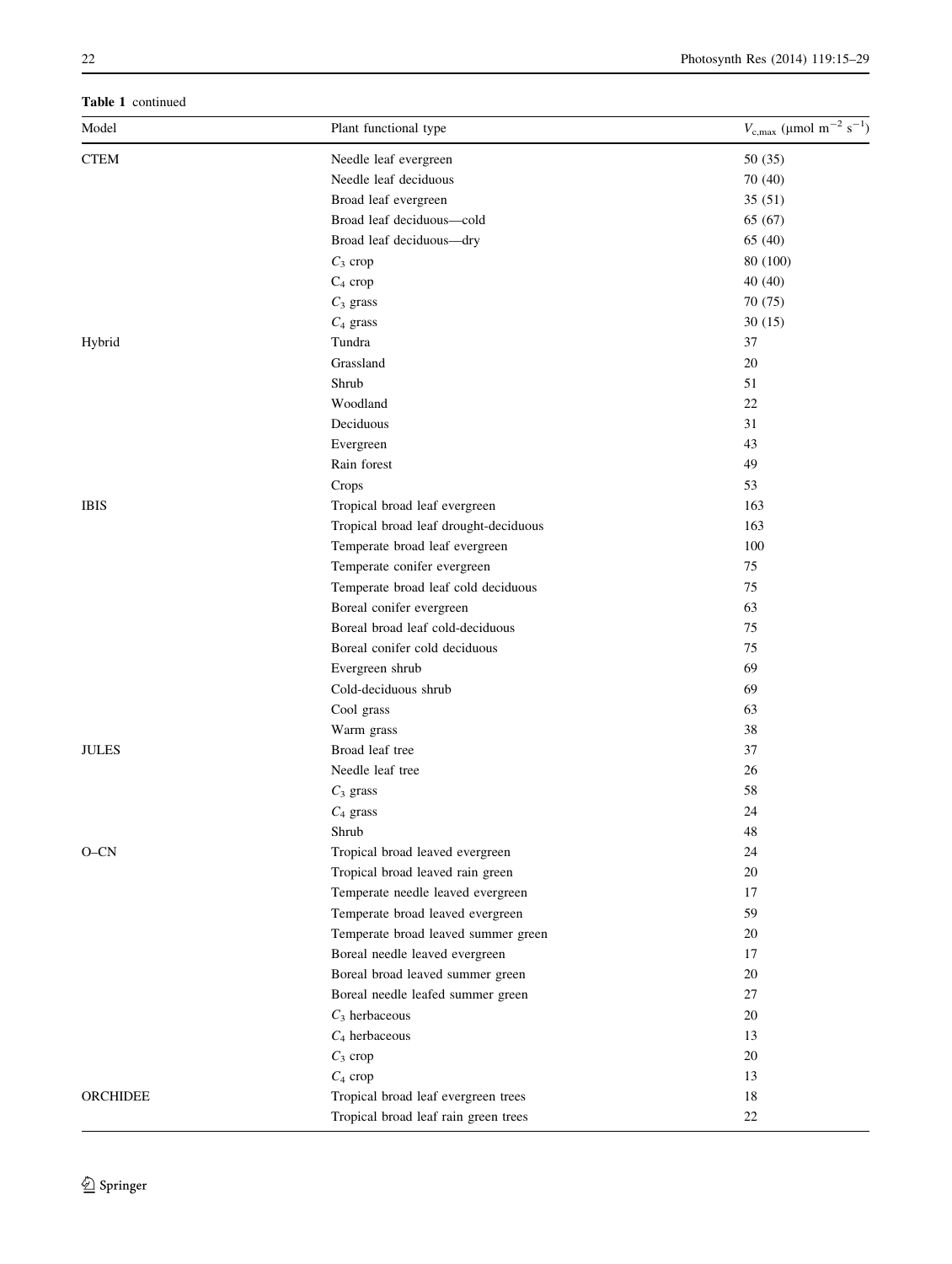**Table 1** continued

| Model | Plant functional type | $V_{c,max}$ (μmol m$^{-2}$ s$^{-1}$) |
|---|---|---|
| CTEM | Needle leaf evergreen | 50 (35) |
| | Needle leaf deciduous | 70 (40) |
| | Broad leaf evergreen | 35 (51) |
| | Broad leaf deciduous—cold | 65 (67) |
| | Broad leaf deciduous—dry | 65 (40) |
| | $C_3$ crop | 80 (100) |
| | $C_4$ crop | 40 (40) |
| | $C_3$ grass | 70 (75) |
| | $C_4$ grass | 30 (15) |
| Hybrid | Tundra | 37 |
| | Grassland | 20 |
| | Shrub | 51 |
| | Woodland | 22 |
| | Deciduous | 31 |
| | Evergreen | 43 |
| | Rain forest | 49 |
| | Crops | 53 |
| IBIS | Tropical broad leaf evergreen | 163 |
| | Tropical broad leaf drought-deciduous | 163 |
| | Temperate broad leaf evergreen | 100 |
| | Temperate conifer evergreen | 75 |
| | Temperate broad leaf cold deciduous | 75 |
| | Boreal conifer evergreen | 63 |
| | Boreal broad leaf cold-deciduous | 75 |
| | Boreal conifer cold deciduous | 75 |
| | Evergreen shrub | 69 |
| | Cold-deciduous shrub | 69 |
| | Cool grass | 63 |
| | Warm grass | 38 |
| JULES | Broad leaf tree | 37 |
| | Needle leaf tree | 26 |
| | $C_3$ grass | 58 |
| | $C_4$ grass | 24 |
| | Shrub | 48 |
| O–CN | Tropical broad leaved evergreen | 24 |
| | Tropical broad leaved rain green | 20 |
| | Temperate needle leaved evergreen | 17 |
| | Temperate broad leaved evergreen | 59 |
| | Temperate broad leaved summer green | 20 |
| | Boreal needle leaved evergreen | 17 |
| | Boreal broad leaved summer green | 20 |
| | Boreal needle leafed summer green | 27 |
| | $C_3$ herbaceous | 20 |
| | $C_4$ herbaceous | 13 |
| | $C_3$ crop | 20 |
| | $C_4$ crop | 13 |
| ORCHIDEE | Tropical broad leaf evergreen trees | 18 |
| | Tropical broad leaf rain green trees | 22 |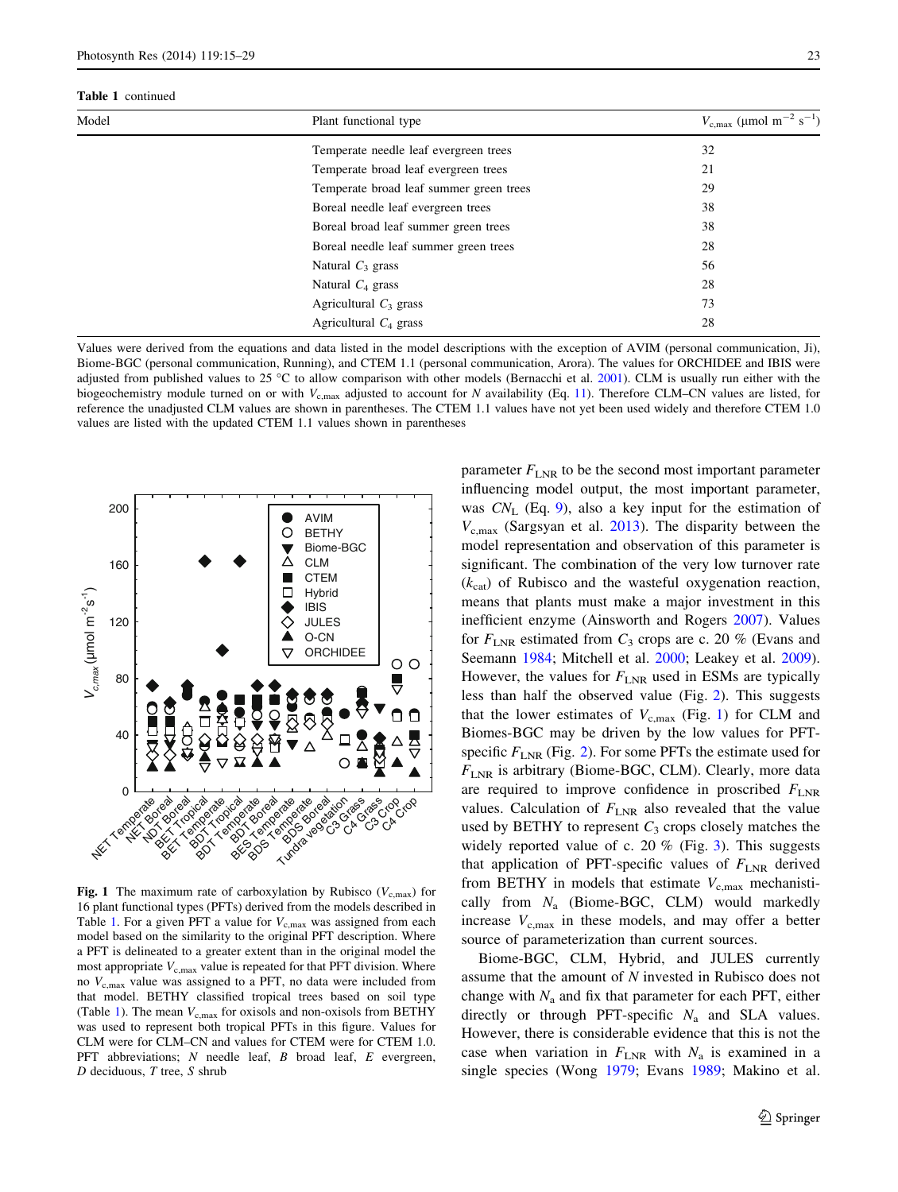**Table 1** continued

| Model | Plant functional type | $V_{c,max}$ (μmol m$^{-2}$ s$^{-1}$) |
|---|---|---|
| | Temperate needle leaf evergreen trees | 32 |
| | Temperate broad leaf evergreen trees | 21 |
| | Temperate broad leaf summer green trees | 29 |
| | Boreal needle leaf evergreen trees | 38 |
| | Boreal broad leaf summer green trees | 38 |
| | Boreal needle leaf summer green trees | 28 |
| | Natural $C_3$ grass | 56 |
| | Natural $C_4$ grass | 28 |
| | Agricultural $C_3$ grass | 73 |
| | Agricultural $C_4$ grass | 28 |

Values were derived from the equations and data listed in the model descriptions with the exception of AVIM (personal communication, Ji), Biome-BGC (personal communication, Running), and CTEM 1.1 (personal communication, Arora). The values for ORCHIDEE and IBIS were adjusted from published values to 25 °C to allow comparison with other models (Bernacchi et al. 2001). CLM is usually run either with the biogeochemistry module turned on or with $V_{c,max}$ adjusted to account for $N$ availability (Eq. 11). Therefore CLM–CN values are listed, for reference the unadjusted CLM values are shown in parentheses. The CTEM 1.1 values have not yet been used widely and therefore CTEM 1.0 values are listed with the updated CTEM 1.1 values shown in parentheses

**Fig. 1** The maximum rate of carboxylation by Rubisco ($V_{c,max}$) for 16 plant functional types (PFTs) derived from the models described in Table 1. For a given PFT a value for $V_{c,max}$ was assigned from each model based on the similarity to the original PFT description. Where a PFT is delineated to a greater extent than in the original model the most appropriate $V_{c,max}$ value is repeated for that PFT division. Where no $V_{c,max}$ value was assigned to a PFT, no data were included from that model. BETHY classified tropical trees based on soil type (Table 1). The mean $V_{c,max}$ for oxisols and non-oxisols from BETHY was used to represent both tropical PFTs in this figure. Values for CLM were for CLM–CN and values for CTEM were for CTEM 1.0. PFT abbreviations; *N* needle leaf, *B* broad leaf, *E* evergreen, *D* deciduous, *T* tree, *S* shrub

parameter $F_{LNR}$ to be the second most important parameter influencing model output, the most important parameter, was $CN_L$ (Eq. 9), also a key input for the estimation of $V_{c,max}$ (Sargsyan et al. 2013). The disparity between the model representation and observation of this parameter is significant. The combination of the very low turnover rate ($k_{cat}$) of Rubisco and the wasteful oxygenation reaction, means that plants must make a major investment in this inefficient enzyme (Ainsworth and Rogers 2007). Values for $F_{LNR}$ estimated from $C_3$ crops are c. 20 % (Evans and Seemann 1984; Mitchell et al. 2000; Leakey et al. 2009). However, the values for $F_{LNR}$ used in ESMs are typically less than half the observed value (Fig. 2). This suggests that the lower estimates of $V_{c,max}$ (Fig. 1) for CLM and Biomes-BGC may be driven by the low values for PFT-specific $F_{LNR}$ (Fig. 2). For some PFTs the estimate used for $F_{LNR}$ is arbitrary (Biome-BGC, CLM). Clearly, more data are required to improve confidence in proscribed $F_{LNR}$ values. Calculation of $F_{LNR}$ also revealed that the value used by BETHY to represent $C_3$ crops closely matches the widely reported value of c. 20 % (Fig. 3). This suggests that application of PFT-specific values of $F_{LNR}$ derived from BETHY in models that estimate $V_{c,max}$ mechanistically from $N_a$ (Biome-BGC, CLM) would markedly increase $V_{c,max}$ in these models, and may offer a better source of parameterization than current sources.

Biome-BGC, CLM, Hybrid, and JULES currently assume that the amount of $N$ invested in Rubisco does not change with $N_a$ and fix that parameter for each PFT, either directly or through PFT-specific $N_a$ and SLA values. However, there is considerable evidence that this is not the case when variation in $F_{LNR}$ with $N_a$ is examined in a single species (Wong 1979; Evans 1989; Makino et al.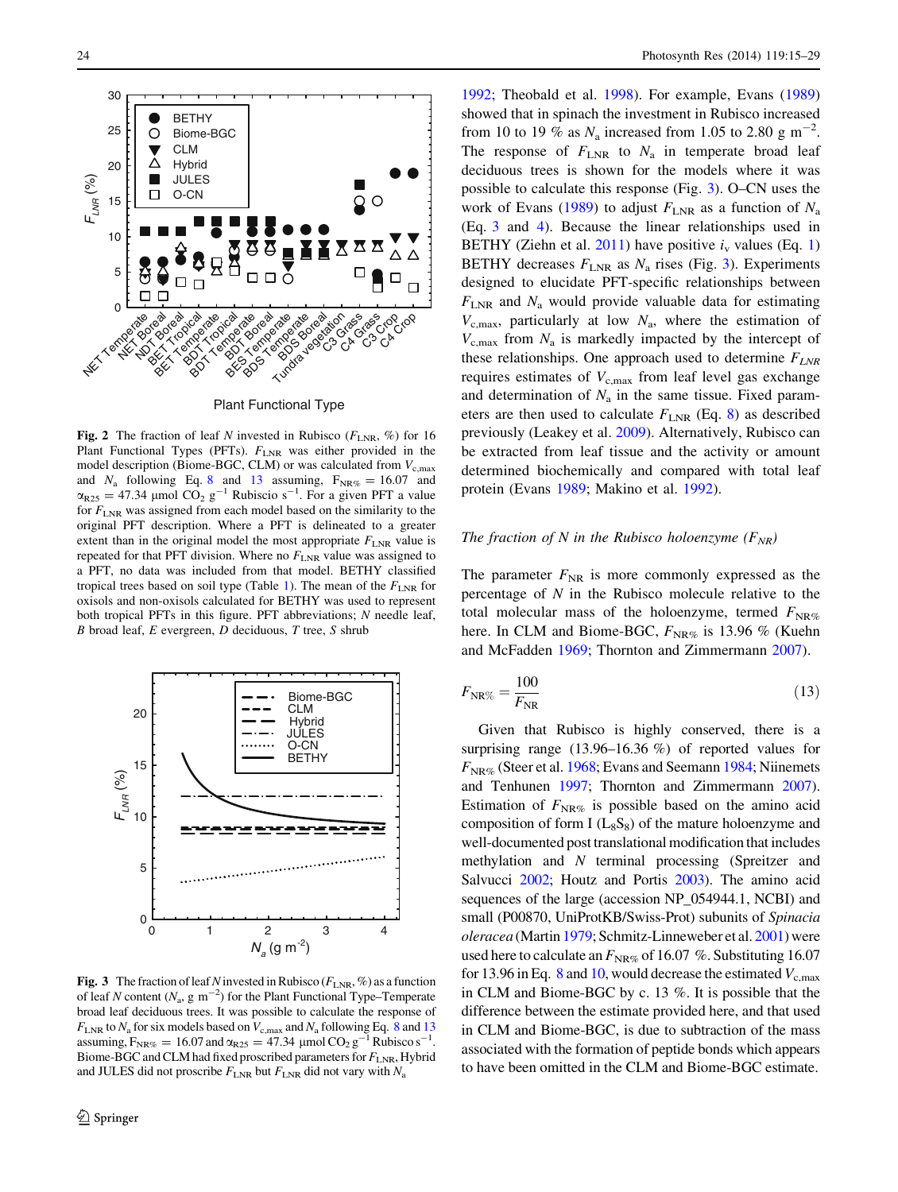**Fig. 2** The fraction of leaf *N* invested in Rubisco ($F_{LNR}$, %) for 16 Plant Functional Types (PFTs). $F_{LNR}$ was either provided in the model description (Biome-BGC, CLM) or was calculated from $V_{c,max}$ and $N_a$ following Eq. 8 and 13 assuming, $F_{NR\%} = 16.07$ and $\alpha_{R25} = 47.34$ μmol $CO_2$ $g^{-1}$ Rubisco $s^{-1}$. For a given PFT a value for $F_{LNR}$ was assigned from each model based on the similarity to the original PFT description. Where a PFT is delineated to a greater extent than in the original model the most appropriate $F_{LNR}$ value is repeated for that PFT division. Where no $F_{LNR}$ value was assigned to a PFT, no data was included from that model. BETHY classified tropical trees based on soil type (Table 1). The mean of the $F_{LNR}$ for oxisols and non-oxisols calculated for BETHY was used to represent both tropical PFTs in this figure. PFT abbreviations; *N* needle leaf, *B* broad leaf, *E* evergreen, *D* deciduous, *T* tree, *S* shrub

**Fig. 3** The fraction of leaf *N* invested in Rubisco ($F_{LNR}$, %) as a function of leaf *N* content ($N_a$, g $m^{-2}$) for the Plant Functional Type–Temperate broad leaf deciduous trees. It was possible to calculate the response of $F_{LNR}$ to $N_a$ for six models based on $V_{c,max}$ and $N_a$ following Eq. 8 and 13 assuming, $F_{NR\%} = 16.07$ and $\alpha_{R25} = 47.34$ μmol $CO_2$ $g^{-1}$ Rubisco $s^{-1}$. Biome-BGC and CLM had fixed proscribed parameters for $F_{LNR}$, Hybrid and JULES did not proscribe $F_{LNR}$ but $F_{LNR}$ did not vary with $N_a$

1992; Theobald et al. 1998). For example, Evans (1989) showed that in spinach the investment in Rubisco increased from 10 to 19 % as $N_a$ increased from 1.05 to 2.80 g $m^{-2}$. The response of $F_{LNR}$ to $N_a$ in temperate broad leaf deciduous trees is shown for the models where it was possible to calculate this response (Fig. 3). O–CN uses the work of Evans (1989) to adjust $F_{LNR}$ as a function of $N_a$ (Eq. 3 and 4). Because the linear relationships used in BETHY (Ziehn et al. 2011) have positive $i_v$ values (Eq. 1) BETHY decreases $F_{LNR}$ as $N_a$ rises (Fig. 3). Experiments designed to elucidate PFT-specific relationships between $F_{LNR}$ and $N_a$ would provide valuable data for estimating $V_{c,max}$, particularly at low $N_a$, where the estimation of $V_{c,max}$ from $N_a$ is markedly impacted by the intercept of these relationships. One approach used to determine $F_{LNR}$ requires estimates of $V_{c,max}$ from leaf level gas exchange and determination of $N_a$ in the same tissue. Fixed parameters are then used to calculate $F_{LNR}$ (Eq. 8) as described previously (Leakey et al. 2009). Alternatively, Rubisco can be extracted from leaf tissue and the activity or amount determined biochemically and compared with total leaf protein (Evans 1989; Makino et al. 1992).

### The fraction of N in the Rubisco holoenzyme ($F_{NR}$)

The parameter $F_{NR}$ is more commonly expressed as the percentage of *N* in the Rubisco molecule relative to the total molecular mass of the holoenzyme, termed $F_{NR\%}$ here. In CLM and Biome-BGC, $F_{NR\%}$ is 13.96 % (Kuehn and McFadden 1969; Thornton and Zimmermann 2007).

$$F_{NR\%} = \frac{100}{F_{NR}} \tag{13}$$

Given that Rubisco is highly conserved, there is a surprising range (13.96–16.36 %) of reported values for $F_{NR\%}$ (Steer et al. 1968; Evans and Seemann 1984; Niinemets and Tenhunen 1997; Thornton and Zimmermann 2007). Estimation of $F_{NR\%}$ is possible based on the amino acid composition of form I ($L_8S_8$) of the mature holoenzyme and well-documented post translational modification that includes methylation and *N* terminal processing (Spreitzer and Salvucci 2002; Houtz and Portis 2003). The amino acid sequences of the large (accession NP_054944.1, NCBI) and small (P00870, UniProtKB/Swiss-Prot) subunits of *Spinacia oleracea* (Martin 1979; Schmitz-Linneweber et al. 2001) were used here to calculate an $F_{NR\%}$ of 16.07 %. Substituting 16.07 for 13.96 in Eq. 8 and 10, would decrease the estimated $V_{c,max}$ in CLM and Biome-BGC by c. 13 %. It is possible that the difference between the estimate provided here, and that used in CLM and Biome-BGC, is due to subtraction of the mass associated with the formation of peptide bonds which appears to have been omitted in the CLM and Biome-BGC estimate.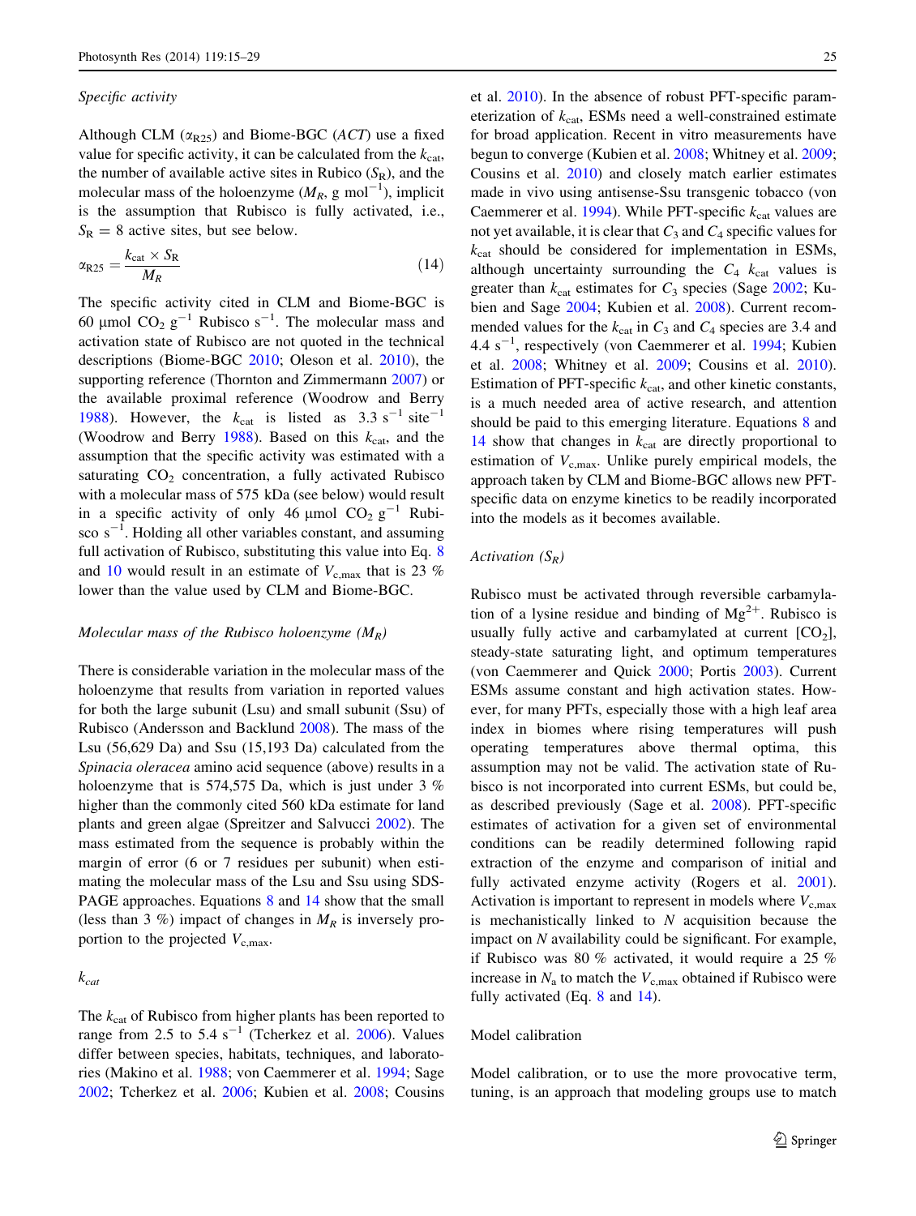*Specific activity*

Although CLM ($\alpha_{R25}$) and Biome-BGC (*ACT*) use a fixed value for specific activity, it can be calculated from the $k_{cat}$, the number of available active sites in Rubisco ($S_R$), and the molecular mass of the holoenzyme ($M_R$, g mol$^{-1}$), implicit is the assumption that Rubisco is fully activated, i.e., $S_R = 8$ active sites, but see below.

$$\alpha_{R25} = \frac{k_{cat} \times S_R}{M_R} \tag{14}$$

The specific activity cited in CLM and Biome-BGC is 60 µmol $CO_2$ g$^{-1}$ Rubisco s$^{-1}$. The molecular mass and activation state of Rubisco are not quoted in the technical descriptions (Biome-BGC 2010; Oleson et al. 2010), the supporting reference (Thornton and Zimmermann 2007) or the available proximal reference (Woodrow and Berry 1988). However, the $k_{cat}$ is listed as 3.3 s$^{-1}$ site$^{-1}$ (Woodrow and Berry 1988). Based on this $k_{cat}$, and the assumption that the specific activity was estimated with a saturating $CO_2$ concentration, a fully activated Rubisco with a molecular mass of 575 kDa (see below) would result in a specific activity of only 46 µmol $CO_2$ g$^{-1}$ Rubisco s$^{-1}$. Holding all other variables constant, and assuming full activation of Rubisco, substituting this value into Eq. 8 and 10 would result in an estimate of $V_{c,max}$ that is 23 % lower than the value used by CLM and Biome-BGC.

*Molecular mass of the Rubisco holoenzyme ($M_R$)*

There is considerable variation in the molecular mass of the holoenzyme that results from variation in reported values for both the large subunit (Lsu) and small subunit (Ssu) of Rubisco (Andersson and Backlund 2008). The mass of the Lsu (56,629 Da) and Ssu (15,193 Da) calculated from the *Spinacia oleracea* amino acid sequence (above) results in a holoenzyme that is 574,575 Da, which is just under 3 % higher than the commonly cited 560 kDa estimate for land plants and green algae (Spreitzer and Salvucci 2002). The mass estimated from the sequence is probably within the margin of error (6 or 7 residues per subunit) when estimating the molecular mass of the Lsu and Ssu using SDS-PAGE approaches. Equations 8 and 14 show that the small (less than 3 %) impact of changes in $M_R$ is inversely proportion to the projected $V_{c,max}$.

*$k_{cat}$*

The $k_{cat}$ of Rubisco from higher plants has been reported to range from 2.5 to 5.4 s$^{-1}$ (Tcherkez et al. 2006). Values differ between species, habitats, techniques, and laboratories (Makino et al. 1988; von Caemmerer et al. 1994; Sage 2002; Tcherkez et al. 2006; Kubien et al. 2008; Cousins et al. 2010). In the absence of robust PFT-specific parameterization of $k_{cat}$, ESMs need a well-constrained estimate for broad application. Recent in vitro measurements have begun to converge (Kubien et al. 2008; Whitney et al. 2009; Cousins et al. 2010) and closely match earlier estimates made in vivo using antisense-Ssu transgenic tobacco (von Caemmerer et al. 1994). While PFT-specific $k_{cat}$ values are not yet available, it is clear that $C_3$ and $C_4$ specific values for $k_{cat}$ should be considered for implementation in ESMs, although uncertainty surrounding the $C_4$ $k_{cat}$ values is greater than $k_{cat}$ estimates for $C_3$ species (Sage 2002; Kubien and Sage 2004; Kubien et al. 2008). Current recommended values for the $k_{cat}$ in $C_3$ and $C_4$ species are 3.4 and 4.4 s$^{-1}$, respectively (von Caemmerer et al. 1994; Kubien et al. 2008; Whitney et al. 2009; Cousins et al. 2010). Estimation of PFT-specific $k_{cat}$, and other kinetic constants, is a much needed area of active research, and attention should be paid to this emerging literature. Equations 8 and 14 show that changes in $k_{cat}$ are directly proportional to estimation of $V_{c,max}$. Unlike purely empirical models, the approach taken by CLM and Biome-BGC allows new PFT-specific data on enzyme kinetics to be readily incorporated into the models as it becomes available.

*Activation ($S_R$)*

Rubisco must be activated through reversible carbamylation of a lysine residue and binding of $Mg^{2+}$. Rubisco is usually fully active and carbamylated at current [$CO_2$], steady-state saturating light, and optimum temperatures (von Caemmerer and Quick 2000; Portis 2003). Current ESMs assume constant and high activation states. However, for many PFTs, especially those with a high leaf area index in biomes where rising temperatures will push operating temperatures above thermal optima, this assumption may not be valid. The activation state of Rubisco is not incorporated into current ESMs, but could be, as described previously (Sage et al. 2008). PFT-specific estimates of activation for a given set of environmental conditions can be readily determined following rapid extraction of the enzyme and comparison of initial and fully activated enzyme activity (Rogers et al. 2001). Activation is important to represent in models where $V_{c,max}$ is mechanistically linked to *N* acquisition because the impact on *N* availability could be significant. For example, if Rubisco was 80 % activated, it would require a 25 % increase in $N_a$ to match the $V_{c,max}$ obtained if Rubisco were fully activated (Eq. 8 and 14).

## Model calibration

Model calibration, or to use the more provocative term, tuning, is an approach that modeling groups use to match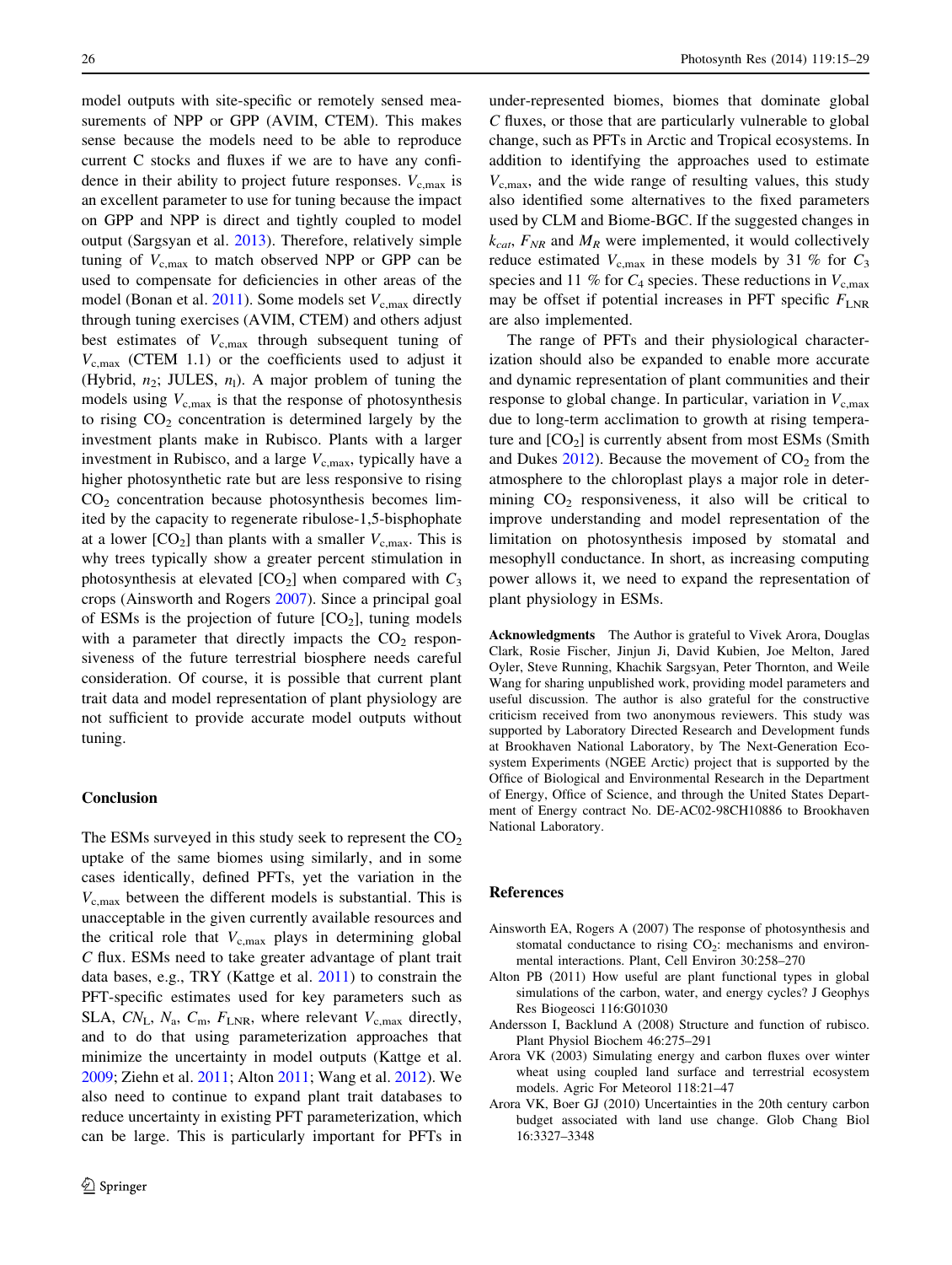model outputs with site-specific or remotely sensed measurements of NPP or GPP (AVIM, CTEM). This makes sense because the models need to be able to reproduce current C stocks and fluxes if we are to have any confidence in their ability to project future responses. $V_{c,max}$ is an excellent parameter to use for tuning because the impact on GPP and NPP is direct and tightly coupled to model output (Sargsyan et al. 2013). Therefore, relatively simple tuning of $V_{c,max}$ to match observed NPP or GPP can be used to compensate for deficiencies in other areas of the model (Bonan et al. 2011). Some models set $V_{c,max}$ directly through tuning exercises (AVIM, CTEM) and others adjust best estimates of $V_{c,max}$ through subsequent tuning of $V_{c,max}$ (CTEM 1.1) or the coefficients used to adjust it (Hybrid, $n_2$; JULES, $n_l$). A major problem of tuning the models using $V_{c,max}$ is that the response of photosynthesis to rising $CO_2$ concentration is determined largely by the investment plants make in Rubisco. Plants with a larger investment in Rubisco, and a large $V_{c,max}$, typically have a higher photosynthetic rate but are less responsive to rising $CO_2$ concentration because photosynthesis becomes limited by the capacity to regenerate ribulose-1,5-bisphophate at a lower [$CO_2$] than plants with a smaller $V_{c,max}$. This is why trees typically show a greater percent stimulation in photosynthesis at elevated [$CO_2$] when compared with $C_3$ crops (Ainsworth and Rogers 2007). Since a principal goal of ESMs is the projection of future [$CO_2$], tuning models with a parameter that directly impacts the $CO_2$ responsiveness of the future terrestrial biosphere needs careful consideration. Of course, it is possible that current plant trait data and model representation of plant physiology are not sufficient to provide accurate model outputs without tuning.

## Conclusion

The ESMs surveyed in this study seek to represent the $CO_2$ uptake of the same biomes using similarly, and in some cases identically, defined PFTs, yet the variation in the $V_{c,max}$ between the different models is substantial. This is unacceptable in the given currently available resources and the critical role that $V_{c,max}$ plays in determining global C flux. ESMs need to take greater advantage of plant trait data bases, e.g., TRY (Kattge et al. 2011) to constrain the PFT-specific estimates used for key parameters such as SLA, $CN_L$, $N_a$, $C_m$, $F_{LNR}$, where relevant $V_{c,max}$ directly, and to do that using parameterization approaches that minimize the uncertainty in model outputs (Kattge et al. 2009; Ziehn et al. 2011; Alton 2011; Wang et al. 2012). We also need to continue to expand plant trait databases to reduce uncertainty in existing PFT parameterization, which can be large. This is particularly important for PFTs in under-represented biomes, biomes that dominate global C fluxes, or those that are particularly vulnerable to global change, such as PFTs in Arctic and Tropical ecosystems. In addition to identifying the approaches used to estimate $V_{c,max}$, and the wide range of resulting values, this study also identified some alternatives to the fixed parameters used by CLM and Biome-BGC. If the suggested changes in $k_{cat}$, $F_{NR}$ and $M_R$ were implemented, it would collectively reduce estimated $V_{c,max}$ in these models by 31 % for $C_3$ species and 11 % for $C_4$ species. These reductions in $V_{c,max}$ may be offset if potential increases in PFT specific $F_{LNR}$ are also implemented.

The range of PFTs and their physiological characterization should also be expanded to enable more accurate and dynamic representation of plant communities and their response to global change. In particular, variation in $V_{c,max}$ due to long-term acclimation to growth at rising temperature and [$CO_2$] is currently absent from most ESMs (Smith and Dukes 2012). Because the movement of $CO_2$ from the atmosphere to the chloroplast plays a major role in determining $CO_2$ responsiveness, it also will be critical to improve understanding and model representation of the limitation on photosynthesis imposed by stomatal and mesophyll conductance. In short, as increasing computing power allows it, we need to expand the representation of plant physiology in ESMs.

**Acknowledgments** The Author is grateful to Vivek Arora, Douglas Clark, Rosie Fischer, Jinjun Ji, David Kubien, Joe Melton, Jared Oyler, Steve Running, Khachik Sargsyan, Peter Thornton, and Weile Wang for sharing unpublished work, providing model parameters and useful discussion. The author is also grateful for the constructive criticism received from two anonymous reviewers. This study was supported by Laboratory Directed Research and Development funds at Brookhaven National Laboratory, by The Next-Generation Ecosystem Experiments (NGEE Arctic) project that is supported by the Office of Biological and Environmental Research in the Department of Energy, Office of Science, and through the United States Department of Energy contract No. DE-AC02-98CH10886 to Brookhaven National Laboratory.

## References

Ainsworth EA, Rogers A (2007) The response of photosynthesis and stomatal conductance to rising $CO_2$: mechanisms and environmental interactions. Plant, Cell Environ 30:258–270

Alton PB (2011) How useful are plant functional types in global simulations of the carbon, water, and energy cycles? J Geophys Res Biogeosci 116:G01030

Andersson I, Backlund A (2008) Structure and function of rubisco. Plant Physiol Biochem 46:275–291

Arora VK (2003) Simulating energy and carbon fluxes over winter wheat using coupled land surface and terrestrial ecosystem models. Agric For Meteorol 118:21–47

Arora VK, Boer GJ (2010) Uncertainties in the 20th century carbon budget associated with land use change. Glob Chang Biol 16:3327–3348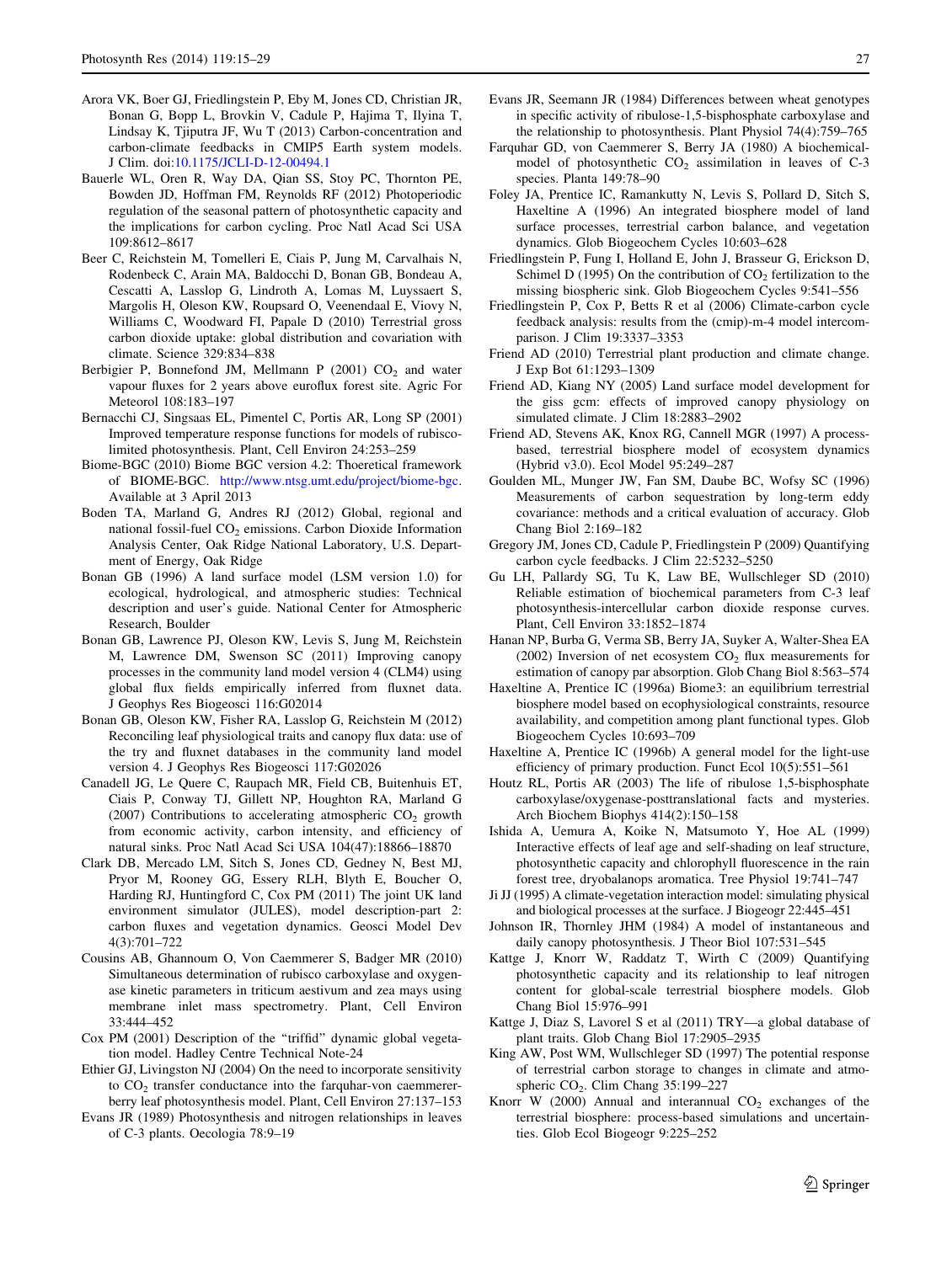Arora VK, Boer GJ, Friedlingstein P, Eby M, Jones CD, Christian JR, Bonan G, Bopp L, Brovkin V, Cadule P, Hajima T, Ilyina T, Lindsay K, Tjiputra JF, Wu T (2013) Carbon-concentration and carbon-climate feedbacks in CMIP5 Earth system models. J Clim. doi:10.1175/JCLI-D-12-00494.1

Bauerle WL, Oren R, Way DA, Qian SS, Stoy PC, Thornton PE, Bowden JD, Hoffman FM, Reynolds RF (2012) Photoperiodic regulation of the seasonal pattern of photosynthetic capacity and the implications for carbon cycling. Proc Natl Acad Sci USA 109:8612–8617

Beer C, Reichstein M, Tomelleri E, Ciais P, Jung M, Carvalhais N, Rodenbeck C, Arain MA, Baldocchi D, Bonan GB, Bondeau A, Cescatti A, Lasslop G, Lindroth A, Lomas M, Luyssaert S, Margolis H, Oleson KW, Roupsard O, Veenendaal E, Viovy N, Williams C, Woodward FI, Papale D (2010) Terrestrial gross carbon dioxide uptake: global distribution and covariation with climate. Science 329:834–838

Berbigier P, Bonnefond JM, Mellmann P (2001) $CO_2$ and water vapour fluxes for 2 years above euroflux forest site. Agric For Meteorol 108:183–197

Bernacchi CJ, Singsaas EL, Pimentel C, Portis AR, Long SP (2001) Improved temperature response functions for models of rubisco-limited photosynthesis. Plant, Cell Environ 24:253–259

Biome-BGC (2010) Biome BGC version 4.2: Thoeretical framework of BIOME-BGC. http://www.ntsg.umt.edu/project/biome-bgc. Available at 3 April 2013

Boden TA, Marland G, Andres RJ (2012) Global, regional and national fossil-fuel $CO_2$ emissions. Carbon Dioxide Information Analysis Center, Oak Ridge National Laboratory, U.S. Department of Energy, Oak Ridge

Bonan GB (1996) A land surface model (LSM version 1.0) for ecological, hydrological, and atmospheric studies: Technical description and user's guide. National Center for Atmospheric Research, Boulder

Bonan GB, Lawrence PJ, Oleson KW, Levis S, Jung M, Reichstein M, Lawrence DM, Swenson SC (2011) Improving canopy processes in the community land model version 4 (CLM4) using global flux fields empirically inferred from fluxnet data. J Geophys Res Biogeosci 116:G02014

Bonan GB, Oleson KW, Fisher RA, Lasslop G, Reichstein M (2012) Reconciling leaf physiological traits and canopy flux data: use of the try and fluxnet databases in the community land model version 4. J Geophys Res Biogeosci 117:G02026

Canadell JG, Le Quere C, Raupach MR, Field CB, Buitenhuis ET, Ciais P, Conway TJ, Gillett NP, Houghton RA, Marland G (2007) Contributions to accelerating atmospheric $CO_2$ growth from economic activity, carbon intensity, and efficiency of natural sinks. Proc Natl Acad Sci USA 104(47):18866–18870

Clark DB, Mercado LM, Sitch S, Jones CD, Gedney N, Best MJ, Pryor M, Rooney GG, Essery RLH, Blyth E, Boucher O, Harding RJ, Huntingford C, Cox PM (2011) The joint UK land environment simulator (JULES), model description-part 2: carbon fluxes and vegetation dynamics. Geosci Model Dev 4(3):701–722

Cousins AB, Ghannoum O, Von Caemmerer S, Badger MR (2010) Simultaneous determination of rubisco carboxylase and oxygenase kinetic parameters in triticum aestivum and zea mays using membrane inlet mass spectrometry. Plant, Cell Environ 33:444–452

Cox PM (2001) Description of the "triffid" dynamic global vegetation model. Hadley Centre Technical Note-24

Ethier GJ, Livingston NJ (2004) On the need to incorporate sensitivity to $CO_2$ transfer conductance into the farquhar-von caemmerer-berry leaf photosynthesis model. Plant, Cell Environ 27:137–153

Evans JR (1989) Photosynthesis and nitrogen relationships in leaves of C-3 plants. Oecologia 78:9–19

Evans JR, Seemann JR (1984) Differences between wheat genotypes in specific activity of ribulose-1,5-bisphosphate carboxylase and the relationship to photosynthesis. Plant Physiol 74(4):759–765

Farquhar GD, von Caemmerer S, Berry JA (1980) A biochemical-model of photosynthetic $CO_2$ assimilation in leaves of C-3 species. Planta 149:78–90

Foley JA, Prentice IC, Ramankutty N, Levis S, Pollard D, Sitch S, Haxeltine A (1996) An integrated biosphere model of land surface processes, terrestrial carbon balance, and vegetation dynamics. Glob Biogeochem Cycles 10:603–628

Friedlingstein P, Fung I, Holland E, John J, Brasseur G, Erickson D, Schimel D (1995) On the contribution of $CO_2$ fertilization to the missing biospheric sink. Glob Biogeochem Cycles 9:541–556

Friedlingstein P, Cox P, Betts R et al (2006) Climate-carbon cycle feedback analysis: results from the (cmip)-m-4 model intercomparison. J Clim 19:3337–3353

Friend AD (2010) Terrestrial plant production and climate change. J Exp Bot 61:1293–1309

Friend AD, Kiang NY (2005) Land surface model development for the giss gcm: effects of improved canopy physiology on simulated climate. J Clim 18:2883–2902

Friend AD, Stevens AK, Knox RG, Cannell MGR (1997) A process-based, terrestrial biosphere model of ecosystem dynamics (Hybrid v3.0). Ecol Model 95:249–287

Goulden ML, Munger JW, Fan SM, Daube BC, Wofsy SC (1996) Measurements of carbon sequestration by long-term eddy covariance: methods and a critical evaluation of accuracy. Glob Chang Biol 2:169–182

Gregory JM, Jones CD, Cadule P, Friedlingstein P (2009) Quantifying carbon cycle feedbacks. J Clim 22:5232–5250

Gu LH, Pallardy SG, Tu K, Law BE, Wullschleger SD (2010) Reliable estimation of biochemical parameters from C-3 leaf photosynthesis-intercellular carbon dioxide response curves. Plant, Cell Environ 33:1852–1874

Hanan NP, Burba G, Verma SB, Berry JA, Suyker A, Walter-Shea EA (2002) Inversion of net ecosystem $CO_2$ flux measurements for estimation of canopy par absorption. Glob Chang Biol 8:563–574

Haxeltine A, Prentice IC (1996a) Biome3: an equilibrium terrestrial biosphere model based on ecophysiological constraints, resource availability, and competition among plant functional types. Glob Biogeochem Cycles 10:693–709

Haxeltine A, Prentice IC (1996b) A general model for the light-use efficiency of primary production. Funct Ecol 10(5):551–561

Houtz RL, Portis AR (2003) The life of ribulose 1,5-bisphosphate carboxylase/oxygenase-posttranslational facts and mysteries. Arch Biochem Biophys 414(2):150–158

Ishida A, Uemura A, Koike N, Matsumoto Y, Hoe AL (1999) Interactive effects of leaf age and self-shading on leaf structure, photosynthetic capacity and chlorophyll fluorescence in the rain forest tree, dryobalanops aromatica. Tree Physiol 19:741–747

Ji JJ (1995) A climate-vegetation interaction model: simulating physical and biological processes at the surface. J Biogeogr 22:445–451

Johnson IR, Thornley JHM (1984) A model of instantaneous and daily canopy photosynthesis. J Theor Biol 107:531–545

Kattge J, Knorr W, Raddatz T, Wirth C (2009) Quantifying photosynthetic capacity and its relationship to leaf nitrogen content for global-scale terrestrial biosphere models. Glob Chang Biol 15:976–991

Kattge J, Diaz S, Lavorel S et al (2011) TRY—a global database of plant traits. Glob Chang Biol 17:2905–2935

King AW, Post WM, Wullschleger SD (1997) The potential response of terrestrial carbon storage to changes in climate and atmospheric $CO_2$. Clim Chang 35:199–227

Knorr W (2000) Annual and interannual $CO_2$ exchanges of the terrestrial biosphere: process-based simulations and uncertainties. Glob Ecol Biogeogr 9:225–252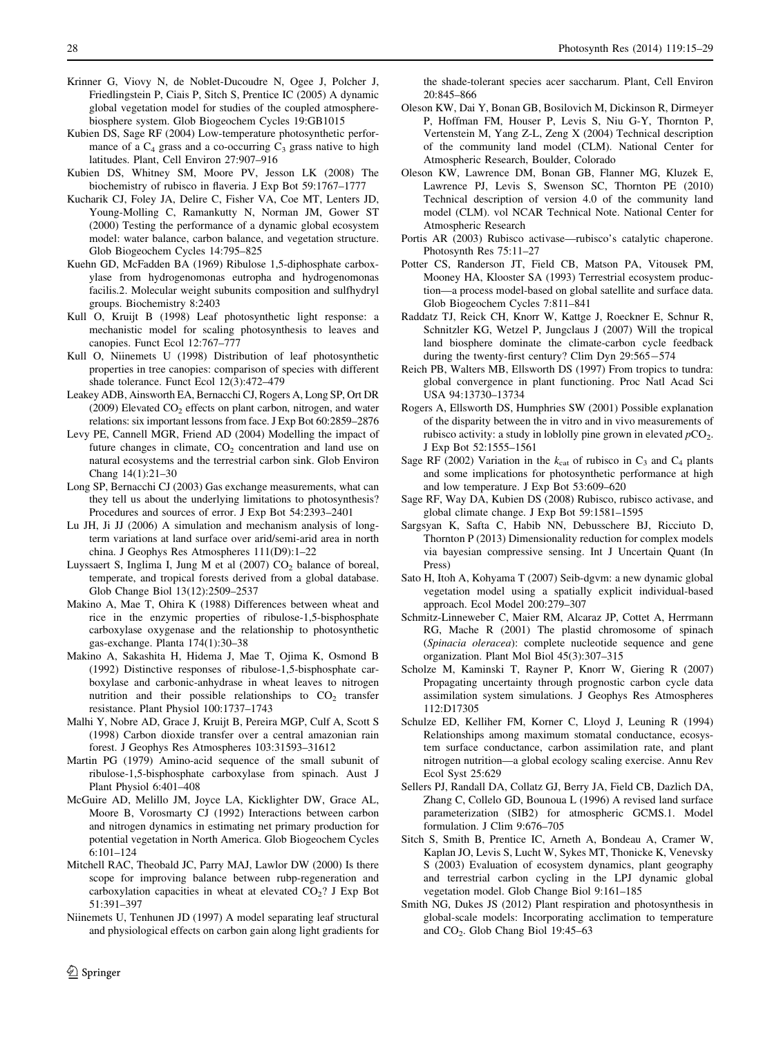Krinner G, Viovy N, de Noblet-Ducoudre N, Ogee J, Polcher J, Friedlingstein P, Ciais P, Sitch S, Prentice IC (2005) A dynamic global vegetation model for studies of the coupled atmosphere-biosphere system. Glob Biogeochem Cycles 19:GB1015

Kubien DS, Sage RF (2004) Low-temperature photosynthetic performance of a $C_4$ grass and a co-occurring $C_3$ grass native to high latitudes. Plant, Cell Environ 27:907–916

Kubien DS, Whitney SM, Moore PV, Jesson LK (2008) The biochemistry of rubisco in flaveria. J Exp Bot 59:1767–1777

Kucharik CJ, Foley JA, Delire C, Fisher VA, Coe MT, Lenters JD, Young-Molling C, Ramankutty N, Norman JM, Gower ST (2000) Testing the performance of a dynamic global ecosystem model: water balance, carbon balance, and vegetation structure. Glob Biogeochem Cycles 14:795–825

Kuehn GD, McFadden BA (1969) Ribulose 1,5-diphosphate carboxylase from hydrogenomonas eutropha and hydrogenomonas facilis.2. Molecular weight subunits composition and sulfhydryl groups. Biochemistry 8:2403

Kull O, Kruijt B (1998) Leaf photosynthetic light response: a mechanistic model for scaling photosynthesis to leaves and canopies. Funct Ecol 12:767–777

Kull O, Niinemets U (1998) Distribution of leaf photosynthetic properties in tree canopies: comparison of species with different shade tolerance. Funct Ecol 12(3):472–479

Leakey ADB, Ainsworth EA, Bernacchi CJ, Rogers A, Long SP, Ort DR (2009) Elevated $CO_2$ effects on plant carbon, nitrogen, and water relations: six important lessons from face. J Exp Bot 60:2859–2876

Levy PE, Cannell MGR, Friend AD (2004) Modelling the impact of future changes in climate, $CO_2$ concentration and land use on natural ecosystems and the terrestrial carbon sink. Glob Environ Chang 14(1):21–30

Long SP, Bernacchi CJ (2003) Gas exchange measurements, what can they tell us about the underlying limitations to photosynthesis? Procedures and sources of error. J Exp Bot 54:2393–2401

Lu JH, Ji JJ (2006) A simulation and mechanism analysis of long-term variations at land surface over arid/semi-arid area in north china. J Geophys Res Atmospheres 111(D9):1–22

Luyssaert S, Inglima I, Jung M et al (2007) $CO_2$ balance of boreal, temperate, and tropical forests derived from a global database. Glob Change Biol 13(12):2509–2537

Makino A, Mae T, Ohira K (1988) Differences between wheat and rice in the enzymic properties of ribulose-1,5-bisphosphate carboxylase oxygenase and the relationship to photosynthetic gas-exchange. Planta 174(1):30–38

Makino A, Sakashita H, Hidema J, Mae T, Ojima K, Osmond B (1992) Distinctive responses of ribulose-1,5-bisphosphate carboxylase and carbonic-anhydrase in wheat leaves to nitrogen nutrition and their possible relationships to $CO_2$ transfer resistance. Plant Physiol 100:1737–1743

Malhi Y, Nobre AD, Grace J, Kruijt B, Pereira MGP, Culf A, Scott S (1998) Carbon dioxide transfer over a central amazonian rain forest. J Geophys Res Atmospheres 103:31593–31612

Martin PG (1979) Amino-acid sequence of the small subunit of ribulose-1,5-bisphosphate carboxylase from spinach. Aust J Plant Physiol 6:401–408

McGuire AD, Melillo JM, Joyce LA, Kicklighter DW, Grace AL, Moore B, Vorosmarty CJ (1992) Interactions between carbon and nitrogen dynamics in estimating net primary production for potential vegetation in North America. Glob Biogeochem Cycles 6:101–124

Mitchell RAC, Theobald JC, Parry MAJ, Lawlor DW (2000) Is there scope for improving balance between rubp-regeneration and carboxylation capacities in wheat at elevated $CO_2$? J Exp Bot 51:391–397

Niinemets U, Tenhunen JD (1997) A model separating leaf structural and physiological effects on carbon gain along light gradients for the shade-tolerant species acer saccharum. Plant, Cell Environ 20:845–866

Oleson KW, Dai Y, Bonan GB, Bosilovich M, Dickinson R, Dirmeyer P, Hoffman FM, Houser P, Levis S, Niu G-Y, Thornton P, Vertenstein M, Yang Z-L, Zeng X (2004) Technical description of the community land model (CLM). National Center for Atmospheric Research, Boulder, Colorado

Oleson KW, Lawrence DM, Bonan GB, Flanner MG, Kluzek E, Lawrence PJ, Levis S, Swenson SC, Thornton PE (2010) Technical description of version 4.0 of the community land model (CLM). vol NCAR Technical Note. National Center for Atmospheric Research

Portis AR (2003) Rubisco activase—rubisco's catalytic chaperone. Photosynth Res 75:11–27

Potter CS, Randerson JT, Field CB, Matson PA, Vitousek PM, Mooney HA, Klooster SA (1993) Terrestrial ecosystem production—a process model-based on global satellite and surface data. Glob Biogeochem Cycles 7:811–841

Raddatz TJ, Reick CH, Knorr W, Kattge J, Roeckner E, Schnur R, Schnitzler KG, Wetzel P, Jungclaus J (2007) Will the tropical land biosphere dominate the climate-carbon cycle feedback during the twenty-first century? Clim Dyn 29:565−574

Reich PB, Walters MB, Ellsworth DS (1997) From tropics to tundra: global convergence in plant functioning. Proc Natl Acad Sci USA 94:13730–13734

Rogers A, Ellsworth DS, Humphries SW (2001) Possible explanation of the disparity between the in vitro and in vivo measurements of rubisco activity: a study in loblolly pine grown in elevated $pCO_2$. J Exp Bot 52:1555–1561

Sage RF (2002) Variation in the $k_{cat}$ of rubisco in $C_3$ and $C_4$ plants and some implications for photosynthetic performance at high and low temperature. J Exp Bot 53:609–620

Sage RF, Way DA, Kubien DS (2008) Rubisco, rubisco activase, and global climate change. J Exp Bot 59:1581–1595

Sargsyan K, Safta C, Habib NN, Debusschere BJ, Ricciuto D, Thornton P (2013) Dimensionality reduction for complex models via bayesian compressive sensing. Int J Uncertain Quant (In Press)

Sato H, Itoh A, Kohyama T (2007) Seib-dgvm: a new dynamic global vegetation model using a spatially explicit individual-based approach. Ecol Model 200:279–307

Schmitz-Linneweber C, Maier RM, Alcaraz JP, Cottet A, Herrmann RG, Mache R (2001) The plastid chromosome of spinach (*Spinacia oleracea*): complete nucleotide sequence and gene organization. Plant Mol Biol 45(3):307–315

Scholze M, Kaminski T, Rayner P, Knorr W, Giering R (2007) Propagating uncertainty through prognostic carbon cycle data assimilation system simulations. J Geophys Res Atmospheres 112:D17305

Schulze ED, Kelliher FM, Korner C, Lloyd J, Leuning R (1994) Relationships among maximum stomatal conductance, ecosystem surface conductance, carbon assimilation rate, and plant nitrogen nutrition—a global ecology scaling exercise. Annu Rev Ecol Syst 25:629

Sellers PJ, Randall DA, Collatz GJ, Berry JA, Field CB, Dazlich DA, Zhang C, Collelo GD, Bounoua L (1996) A revised land surface parameterization (SIB2) for atmospheric GCMS.1. Model formulation. J Clim 9:676–705

Sitch S, Smith B, Prentice IC, Arneth A, Bondeau A, Cramer W, Kaplan JO, Levis S, Lucht W, Sykes MT, Thonicke K, Venevsky S (2003) Evaluation of ecosystem dynamics, plant geography and terrestrial carbon cycling in the LPJ dynamic global vegetation model. Glob Change Biol 9:161–185

Smith NG, Dukes JS (2012) Plant respiration and photosynthesis in global-scale models: Incorporating acclimation to temperature and $CO_2$. Glob Chang Biol 19:45–63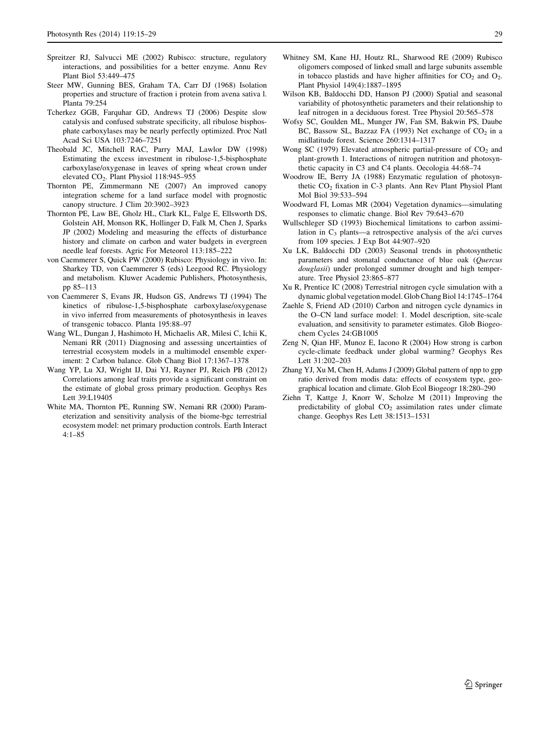Spreitzer RJ, Salvucci ME (2002) Rubisco: structure, regulatory interactions, and possibilities for a better enzyme. Annu Rev Plant Biol 53:449–475

Steer MW, Gunning BES, Graham TA, Carr DJ (1968) Isolation properties and structure of fraction i protein from avena sativa l. Planta 79:254

Tcherkez GGB, Farquhar GD, Andrews TJ (2006) Despite slow catalysis and confused substrate specificity, all ribulose bisphosphate carboxylases may be nearly perfectly optimized. Proc Natl Acad Sci USA 103:7246–7251

Theobald JC, Mitchell RAC, Parry MAJ, Lawlor DW (1998) Estimating the excess investment in ribulose-1,5-bisphosphate carboxylase/oxygenase in leaves of spring wheat crown under elevated $CO_2$. Plant Physiol 118:945–955

Thornton PE, Zimmermann NE (2007) An improved canopy integration scheme for a land surface model with prognostic canopy structure. J Clim 20:3902–3923

Thornton PE, Law BE, Gholz HL, Clark KL, Falge E, Ellsworth DS, Golstein AH, Monson RK, Hollinger D, Falk M, Chen J, Sparks JP (2002) Modeling and measuring the effects of disturbance history and climate on carbon and water budgets in evergreen needle leaf forests. Agric For Meteorol 113:185–222

von Caemmerer S, Quick PW (2000) Rubisco: Physiology in vivo. In: Sharkey TD, von Caemmerer S (eds) Leegood RC. Physiology and metabolism. Kluwer Academic Publishers, Photosynthesis, pp 85–113

von Caemmerer S, Evans JR, Hudson GS, Andrews TJ (1994) The kinetics of ribulose-1,5-bisphosphate carboxylase/oxygenase in vivo inferred from measurements of photosynthesis in leaves of transgenic tobacco. Planta 195:88–97

Wang WL, Dungan J, Hashimoto H, Michaelis AR, Milesi C, Ichii K, Nemani RR (2011) Diagnosing and assessing uncertainties of terrestrial ecosystem models in a multimodel ensemble experiment: 2 Carbon balance. Glob Chang Biol 17:1367–1378

Wang YP, Lu XJ, Wright IJ, Dai YJ, Rayner PJ, Reich PB (2012) Correlations among leaf traits provide a significant constraint on the estimate of global gross primary production. Geophys Res Lett 39:L19405

White MA, Thornton PE, Running SW, Nemani RR (2000) Parameterization and sensitivity analysis of the biome-bgc terrestrial ecosystem model: net primary production controls. Earth Interact 4:1–85

Whitney SM, Kane HJ, Houtz RL, Sharwood RE (2009) Rubisco oligomers composed of linked small and large subunits assemble in tobacco plastids and have higher affinities for $CO_2$ and $O_2$. Plant Physiol 149(4):1887–1895

Wilson KB, Baldocchi DD, Hanson PJ (2000) Spatial and seasonal variability of photosynthetic parameters and their relationship to leaf nitrogen in a deciduous forest. Tree Physiol 20:565–578

Wofsy SC, Goulden ML, Munger JW, Fan SM, Bakwin PS, Daube BC, Bassow SL, Bazzaz FA (1993) Net exchange of $CO_2$ in a midlatitude forest. Science 260:1314–1317

Wong SC (1979) Elevated atmospheric partial-pressure of $CO_2$ and plant-growth 1. Interactions of nitrogen nutrition and photosynthetic capacity in C3 and C4 plants. Oecologia 44:68–74

Woodrow IE, Berry JA (1988) Enzymatic regulation of photosynthetic $CO_2$ fixation in C-3 plants. Ann Rev Plant Physiol Plant Mol Biol 39:533–594

Woodward FI, Lomas MR (2004) Vegetation dynamics—simulating responses to climatic change. Biol Rev 79:643–670

Wullschleger SD (1993) Biochemical limitations to carbon assimilation in $C_3$ plants—a retrospective analysis of the a/ci curves from 109 species. J Exp Bot 44:907–920

Xu LK, Baldocchi DD (2003) Seasonal trends in photosynthetic parameters and stomatal conductance of blue oak (*Quercus douglasii*) under prolonged summer drought and high temperature. Tree Physiol 23:865–877

Xu R, Prentice IC (2008) Terrestrial nitrogen cycle simulation with a dynamic global vegetation model. Glob Chang Biol 14:1745–1764

Zaehle S, Friend AD (2010) Carbon and nitrogen cycle dynamics in the O–CN land surface model: 1. Model description, site-scale evaluation, and sensitivity to parameter estimates. Glob Biogeochem Cycles 24:GB1005

Zeng N, Qian HF, Munoz E, Iacono R (2004) How strong is carbon cycle-climate feedback under global warming? Geophys Res Lett 31:202–203

Zhang YJ, Xu M, Chen H, Adams J (2009) Global pattern of npp to gpp ratio derived from modis data: effects of ecosystem type, geographical location and climate. Glob Ecol Biogeogr 18:280–290

Ziehn T, Kattge J, Knorr W, Scholze M (2011) Improving the predictability of global $CO_2$ assimilation rates under climate change. Geophys Res Lett 38:1513–1531